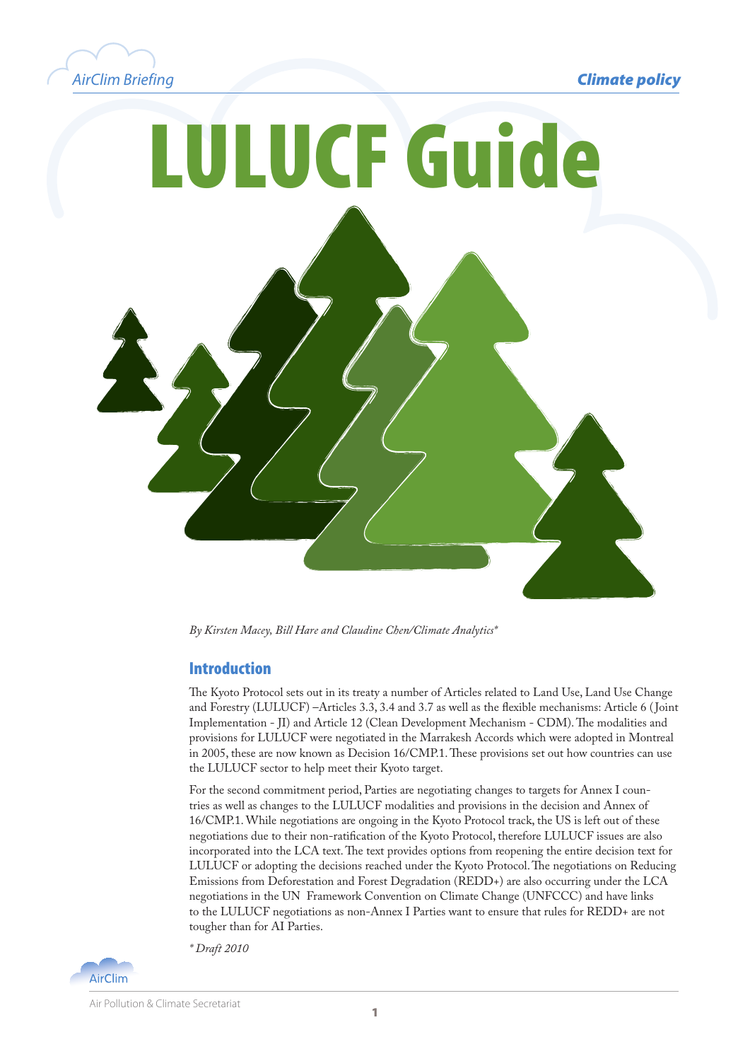# LULUCF Guide

*By Kirsten Macey, Bill Hare and Claudine Chen/Climate Analytics**

## Introduction

The Kyoto Protocol sets out in its treaty a number of Articles related to Land Use, Land Use Change and Forestry (LULUCF) –Articles 3.3, 3.4 and 3.7 as well as the flexible mechanisms: Article 6 (Joint Implementation - JI) and Article 12 (Clean Development Mechanism - CDM). The modalities and provisions for LULUCF were negotiated in the Marrakesh Accords which were adopted in Montreal in 2005, these are now known as Decision 16/CMP.1. These provisions set out how countries can use the LULUCF sector to help meet their Kyoto target.

For the second commitment period, Parties are negotiating changes to targets for Annex I countries as well as changes to the LULUCF modalities and provisions in the decision and Annex of 16/CMP.1. While negotiations are ongoing in the Kyoto Protocol track, the US is left out of these negotiations due to their non-ratification of the Kyoto Protocol, therefore LULUCF issues are also incorporated into the LCA text. The text provides options from reopening the entire decision text for LULUCF or adopting the decisions reached under the Kyoto Protocol. The negotiations on Reducing Emissions from Deforestation and Forest Degradation (REDD+) are also occurring under the LCA negotiations in the UN Framework Convention on Climate Change (UNFCCC) and have links to the LULUCF negotiations as non-Annex I Parties want to ensure that rules for REDD+ are not tougher than for AI Parties.

*\* Draft 2010*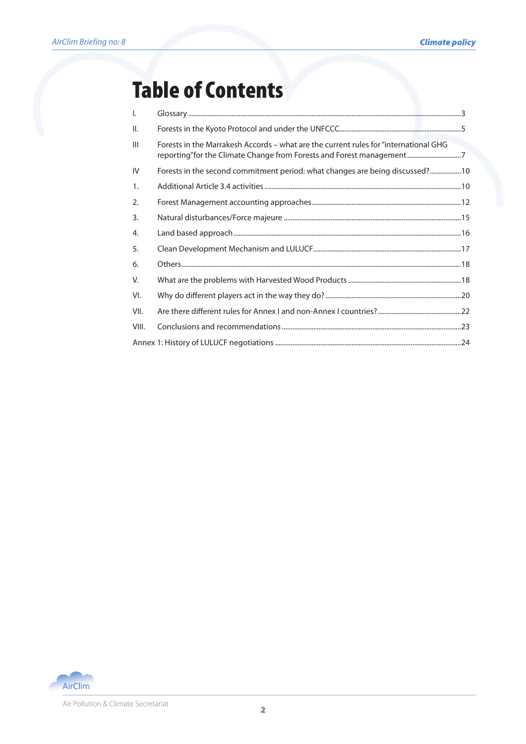# Table of Contents

I. Glossary ..... 3

II. Forests in the Kyoto Protocol and under the UNFCCC ..... 5

III Forests in the Marrakesh Accords – what are the current rules for "international GHG reporting" for the Climate Change from Forests and Forest management ..... 7

IV Forests in the second commitment period: what changes are being discussed? ..... 10

1. Additional Article 3.4 activities ..... 10
2. Forest Management accounting approaches ..... 12
3. Natural disturbances/Force majeure ..... 15
4. Land based approach ..... 16
5. Clean Development Mechanism and LULUCF ..... 17
6. Others ..... 18

V. What are the problems with Harvested Wood Products ..... 18

VI. Why do different players act in the way they do? ..... 20

VII. Are there different rules for Annex I and non-Annex I countries? ..... 22

VIII. Conclusions and recommendations ..... 23

Annex 1: History of LULUCF negotiations ..... 24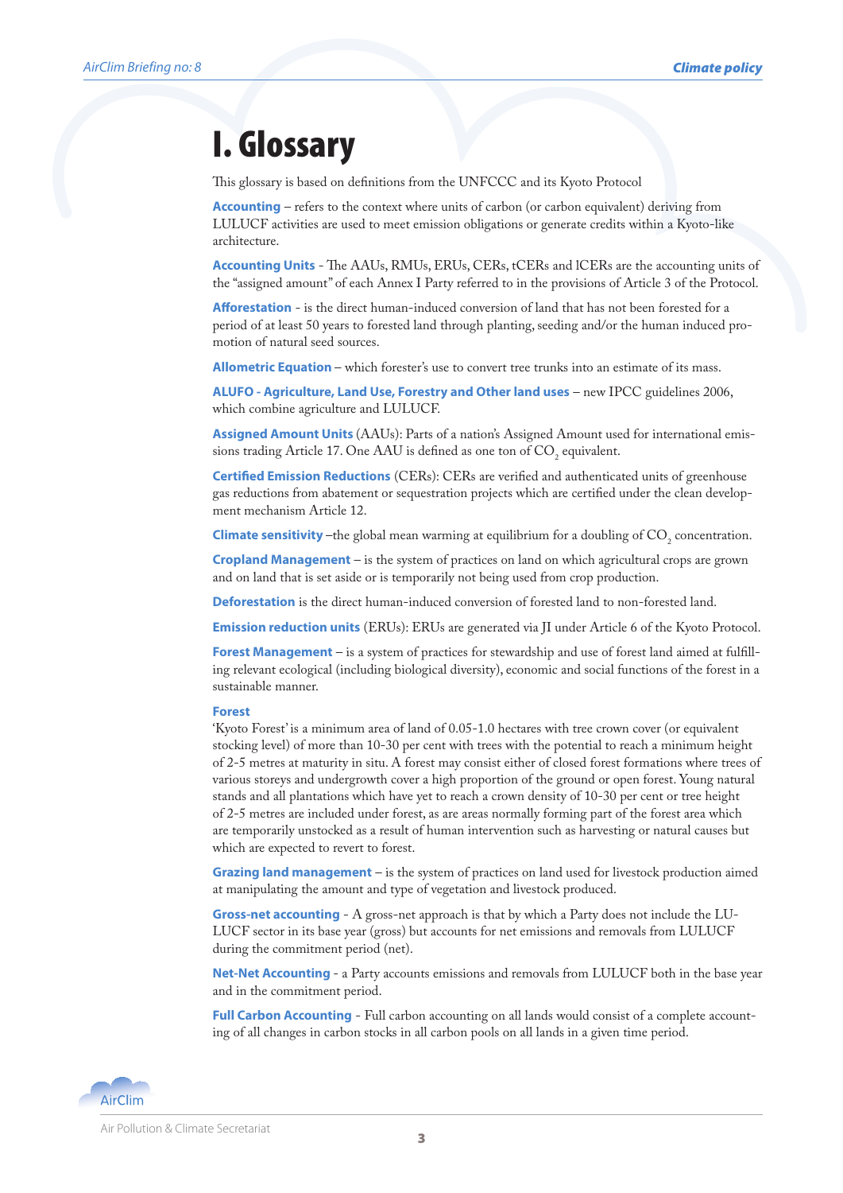# I. Glossary

This glossary is based on definitions from the UNFCCC and its Kyoto Protocol

**Accounting** – refers to the context where units of carbon (or carbon equivalent) deriving from LULUCF activities are used to meet emission obligations or generate credits within a Kyoto-like architecture.

**Accounting Units** - The AAUs, RMUs, ERUs, CERs, tCERs and lCERs are the accounting units of the "assigned amount" of each Annex I Party referred to in the provisions of Article 3 of the Protocol.

**Afforestation** - is the direct human-induced conversion of land that has not been forested for a period of at least 50 years to forested land through planting, seeding and/or the human induced promotion of natural seed sources.

**Allometric Equation** – which forester's use to convert tree trunks into an estimate of its mass.

**ALUFO - Agriculture, Land Use, Forestry and Other land uses** – new IPCC guidelines 2006, which combine agriculture and LULUCF.

**Assigned Amount Units** (AAUs): Parts of a nation's Assigned Amount used for international emissions trading Article 17. One AAU is defined as one ton of $CO_2$ equivalent.

**Certified Emission Reductions** (CERs): CERs are verified and authenticated units of greenhouse gas reductions from abatement or sequestration projects which are certified under the clean development mechanism Article 12.

**Climate sensitivity** –the global mean warming at equilibrium for a doubling of $CO_2$ concentration.

**Cropland Management** – is the system of practices on land on which agricultural crops are grown and on land that is set aside or is temporarily not being used from crop production.

**Deforestation** is the direct human-induced conversion of forested land to non-forested land.

**Emission reduction units** (ERUs): ERUs are generated via JI under Article 6 of the Kyoto Protocol.

**Forest Management** – is a system of practices for stewardship and use of forest land aimed at fulfilling relevant ecological (including biological diversity), economic and social functions of the forest in a sustainable manner.

**Forest**
'Kyoto Forest' is a minimum area of land of 0.05-1.0 hectares with tree crown cover (or equivalent stocking level) of more than 10-30 per cent with trees with the potential to reach a minimum height of 2-5 metres at maturity in situ. A forest may consist either of closed forest formations where trees of various storeys and undergrowth cover a high proportion of the ground or open forest. Young natural stands and all plantations which have yet to reach a crown density of 10-30 per cent or tree height of 2-5 metres are included under forest, as are areas normally forming part of the forest area which are temporarily unstocked as a result of human intervention such as harvesting or natural causes but which are expected to revert to forest.

**Grazing land management** – is the system of practices on land used for livestock production aimed at manipulating the amount and type of vegetation and livestock produced.

**Gross-net accounting** - A gross-net approach is that by which a Party does not include the LULUCF sector in its base year (gross) but accounts for net emissions and removals from LULUCF during the commitment period (net).

**Net-Net Accounting** - a Party accounts emissions and removals from LULUCF both in the base year and in the commitment period.

**Full Carbon Accounting** - Full carbon accounting on all lands would consist of a complete accounting of all changes in carbon stocks in all carbon pools on all lands in a given time period.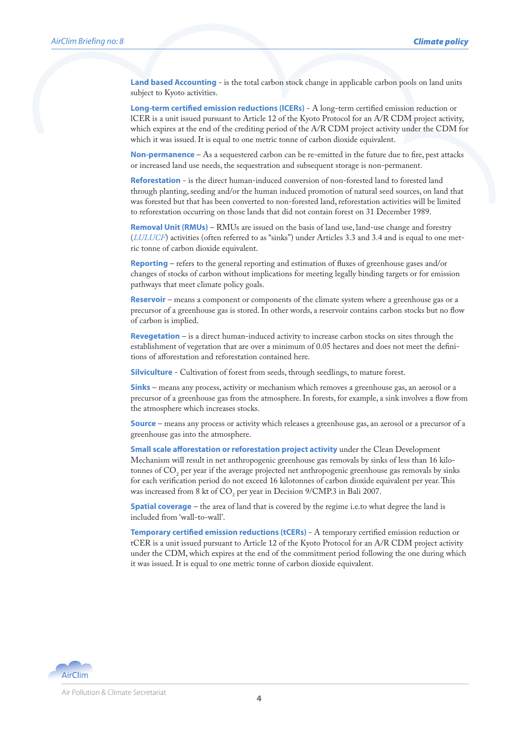**Land based Accounting** - is the total carbon stock change in applicable carbon pools on land units subject to Kyoto activities.

**Long-term certified emission reductions (lCERs)** - A long-term certified emission reduction or lCER is a unit issued pursuant to Article 12 of the Kyoto Protocol for an A/R CDM project activity, which expires at the end of the crediting period of the A/R CDM project activity under the CDM for which it was issued. It is equal to one metric tonne of carbon dioxide equivalent.

**Non-permanence** – As a sequestered carbon can be re-emitted in the future due to fire, pest attacks or increased land use needs, the sequestration and subsequent storage is non-permanent.

**Reforestation** - is the direct human-induced conversion of non-forested land to forested land through planting, seeding and/or the human induced promotion of natural seed sources, on land that was forested but that has been converted to non-forested land, reforestation activities will be limited to reforestation occurring on those lands that did not contain forest on 31 December 1989.

**Removal Unit (RMUs)** – RMUs are issued on the basis of land use, land-use change and forestry (*LULUCF*) activities (often referred to as "sinks") under Articles 3.3 and 3.4 and is equal to one metric tonne of carbon dioxide equivalent.

**Reporting** – refers to the general reporting and estimation of fluxes of greenhouse gases and/or changes of stocks of carbon without implications for meeting legally binding targets or for emission pathways that meet climate policy goals.

**Reservoir** – means a component or components of the climate system where a greenhouse gas or a precursor of a greenhouse gas is stored. In other words, a reservoir contains carbon stocks but no flow of carbon is implied.

**Revegetation** – is a direct human-induced activity to increase carbon stocks on sites through the establishment of vegetation that are over a minimum of 0.05 hectares and does not meet the definitions of afforestation and reforestation contained here.

**Silviculture** - Cultivation of forest from seeds, through seedlings, to mature forest.

**Sinks** – means any process, activity or mechanism which removes a greenhouse gas, an aerosol or a precursor of a greenhouse gas from the atmosphere. In forests, for example, a sink involves a flow from the atmosphere which increases stocks.

**Source** – means any process or activity which releases a greenhouse gas, an aerosol or a precursor of a greenhouse gas into the atmosphere.

**Small scale afforestation or reforestation project activity** under the Clean Development Mechanism will result in net anthropogenic greenhouse gas removals by sinks of less than 16 kilotonnes of $CO_2$ per year if the average projected net anthropogenic greenhouse gas removals by sinks for each verification period do not exceed 16 kilotonnes of carbon dioxide equivalent per year. This was increased from 8 kt of $CO_2$ per year in Decision 9/CMP.3 in Bali 2007.

**Spatial coverage** – the area of land that is covered by the regime i.e.to what degree the land is included from 'wall-to-wall'.

**Temporary certified emission reductions (tCERs)** - A temporary certified emission reduction or tCER is a unit issued pursuant to Article 12 of the Kyoto Protocol for an A/R CDM project activity under the CDM, which expires at the end of the commitment period following the one during which it was issued. It is equal to one metric tonne of carbon dioxide equivalent.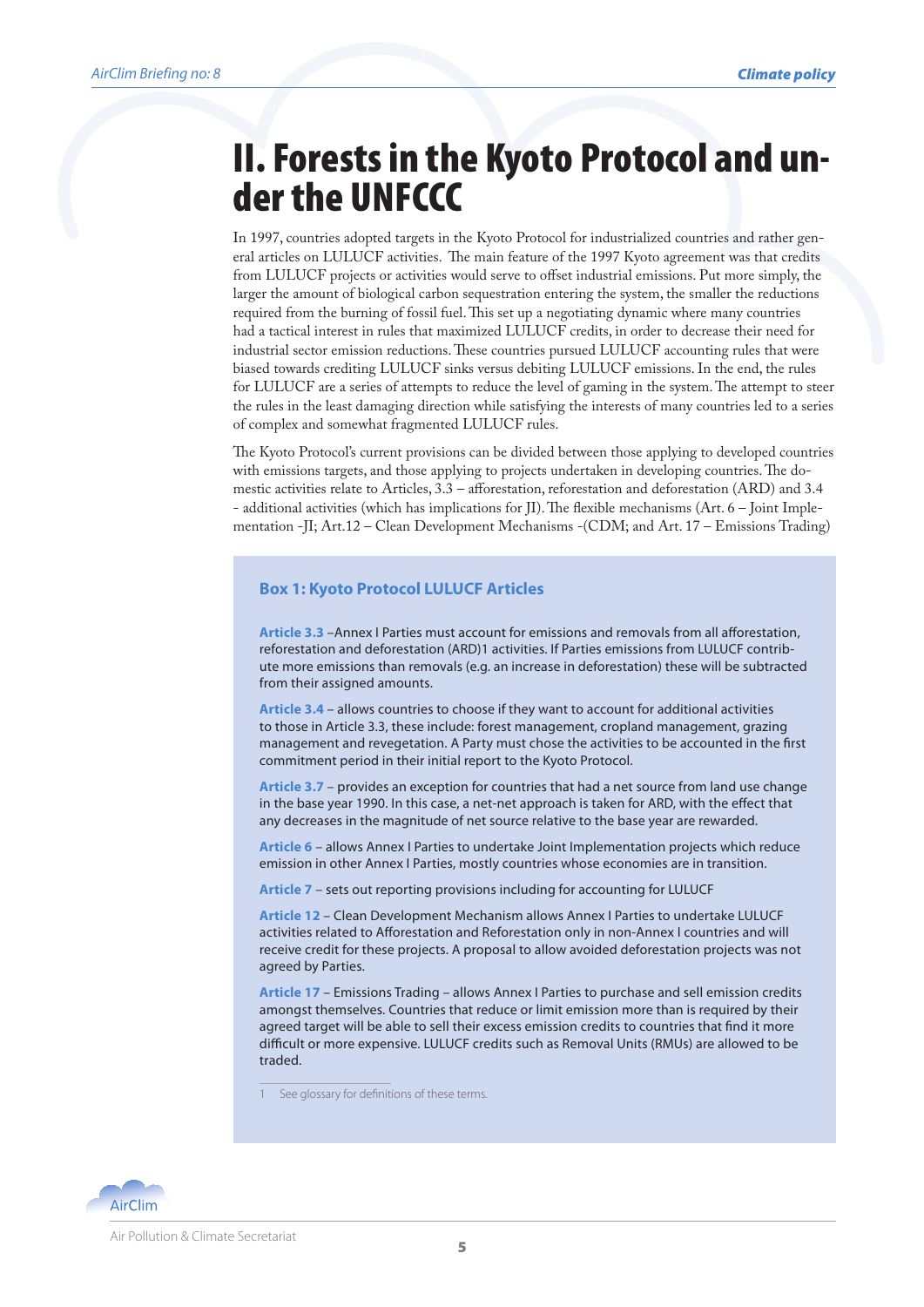# II. Forests in the Kyoto Protocol and under the UNFCCC

In 1997, countries adopted targets in the Kyoto Protocol for industrialized countries and rather general articles on LULUCF activities. The main feature of the 1997 Kyoto agreement was that credits from LULUCF projects or activities would serve to offset industrial emissions. Put more simply, the larger the amount of biological carbon sequestration entering the system, the smaller the reductions required from the burning of fossil fuel. This set up a negotiating dynamic where many countries had a tactical interest in rules that maximized LULUCF credits, in order to decrease their need for industrial sector emission reductions. These countries pursued LULUCF accounting rules that were biased towards crediting LULUCF sinks versus debiting LULUCF emissions. In the end, the rules for LULUCF are a series of attempts to reduce the level of gaming in the system. The attempt to steer the rules in the least damaging direction while satisfying the interests of many countries led to a series of complex and somewhat fragmented LULUCF rules.

The Kyoto Protocol's current provisions can be divided between those applying to developed countries with emissions targets, and those applying to projects undertaken in developing countries. The domestic activities relate to Articles, 3.3 – afforestation, reforestation and deforestation (ARD) and 3.4 - additional activities (which has implications for JI). The flexible mechanisms (Art. 6 – Joint Implementation -JI; Art.12 – Clean Development Mechanisms -(CDM; and Art. 17 – Emissions Trading)

### Box 1: Kyoto Protocol LULUCF Articles

**Article 3.3** –Annex I Parties must account for emissions and removals from all afforestation, reforestation and deforestation (ARD)[1] activities. If Parties emissions from LULUCF contribute more emissions than removals (e.g. an increase in deforestation) these will be subtracted from their assigned amounts.

**Article 3.4** – allows countries to choose if they want to account for additional activities to those in Article 3.3, these include: forest management, cropland management, grazing management and revegetation. A Party must chose the activities to be accounted in the first commitment period in their initial report to the Kyoto Protocol.

**Article 3.7** – provides an exception for countries that had a net source from land use change in the base year 1990. In this case, a net-net approach is taken for ARD, with the effect that any decreases in the magnitude of net source relative to the base year are rewarded.

**Article 6** – allows Annex I Parties to undertake Joint Implementation projects which reduce emission in other Annex I Parties, mostly countries whose economies are in transition.

**Article 7** – sets out reporting provisions including for accounting for LULUCF

**Article 12** – Clean Development Mechanism allows Annex I Parties to undertake LULUCF activities related to Afforestation and Reforestation only in non-Annex I countries and will receive credit for these projects. A proposal to allow avoided deforestation projects was not agreed by Parties.

**Article 17** – Emissions Trading – allows Annex I Parties to purchase and sell emission credits amongst themselves. Countries that reduce or limit emission more than is required by their agreed target will be able to sell their excess emission credits to countries that find it more difficult or more expensive. LULUCF credits such as Removal Units (RMUs) are allowed to be traded.

1 See glossary for definitions of these terms.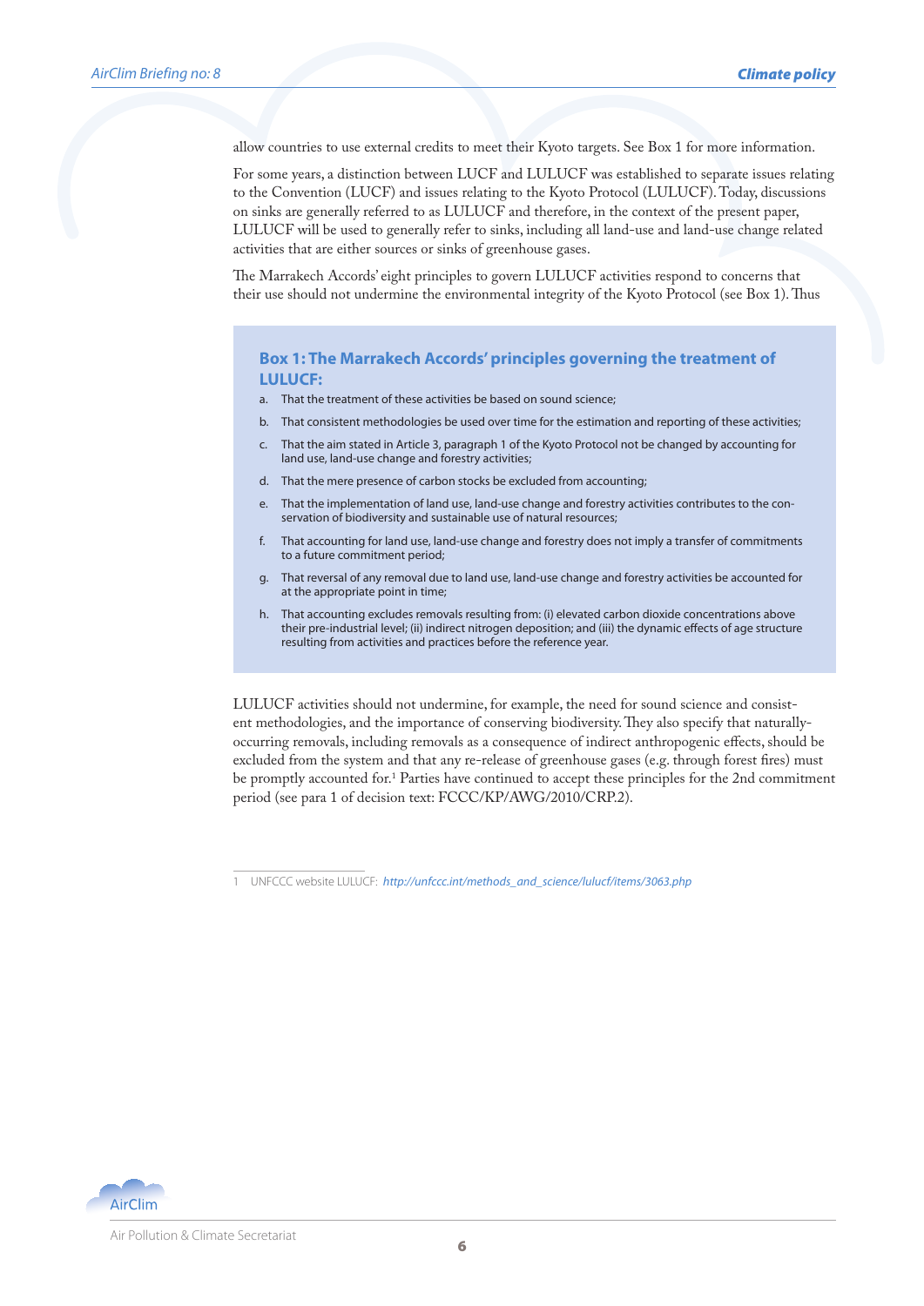allow countries to use external credits to meet their Kyoto targets. See Box 1 for more information.

For some years, a distinction between LUCF and LULUCF was established to separate issues relating to the Convention (LUCF) and issues relating to the Kyoto Protocol (LULUCF). Today, discussions on sinks are generally referred to as LULUCF and therefore, in the context of the present paper, LULUCF will be used to generally refer to sinks, including all land-use and land-use change related activities that are either sources or sinks of greenhouse gases.

The Marrakech Accords' eight principles to govern LULUCF activities respond to concerns that their use should not undermine the environmental integrity of the Kyoto Protocol (see Box 1). Thus

### Box 1: The Marrakech Accords' principles governing the treatment of LULUCF:

a. That the treatment of these activities be based on sound science;

b. That consistent methodologies be used over time for the estimation and reporting of these activities;

c. That the aim stated in Article 3, paragraph 1 of the Kyoto Protocol not be changed by accounting for land use, land-use change and forestry activities;

d. That the mere presence of carbon stocks be excluded from accounting;

e. That the implementation of land use, land-use change and forestry activities contributes to the conservation of biodiversity and sustainable use of natural resources;

f. That accounting for land use, land-use change and forestry does not imply a transfer of commitments to a future commitment period;

g. That reversal of any removal due to land use, land-use change and forestry activities be accounted for at the appropriate point in time;

h. That accounting excludes removals resulting from: (i) elevated carbon dioxide concentrations above their pre-industrial level; (ii) indirect nitrogen deposition; and (iii) the dynamic effects of age structure resulting from activities and practices before the reference year.

LULUCF activities should not undermine, for example, the need for sound science and consistent methodologies, and the importance of conserving biodiversity. They also specify that naturally-occurring removals, including removals as a consequence of indirect anthropogenic effects, should be excluded from the system and that any re-release of greenhouse gases (e.g. through forest fires) must be promptly accounted for.[1] Parties have continued to accept these principles for the 2nd commitment period (see para 1 of decision text: FCCC/KP/AWG/2010/CRP.2).

1 UNFCCC website LULUCF: *http://unfccc.int/methods_and_science/lulucf/items/3063.php*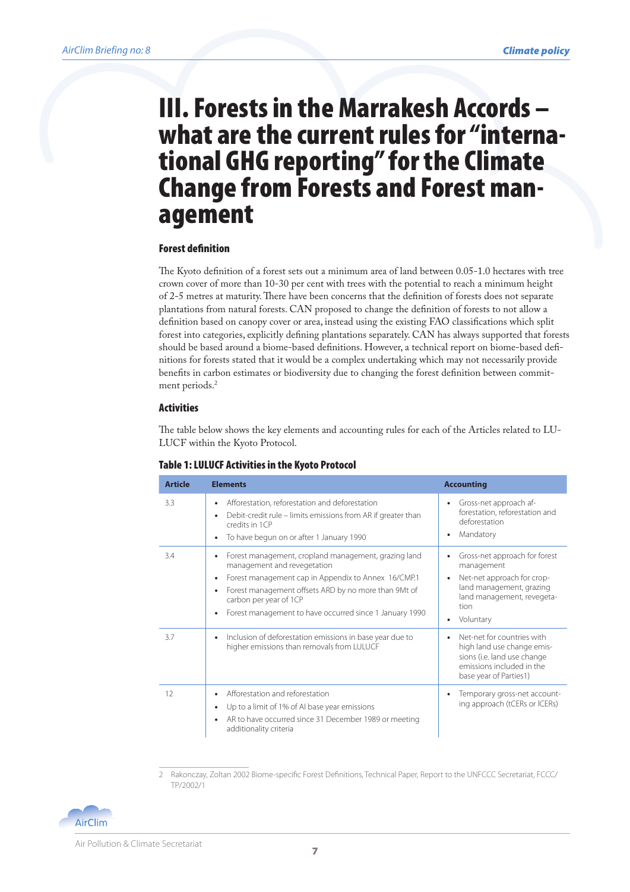# III. Forests in the Marrakesh Accords – what are the current rules for "international GHG reporting" for the Climate Change from Forests and Forest management

### Forest definition

The Kyoto definition of a forest sets out a minimum area of land between 0.05-1.0 hectares with tree crown cover of more than 10-30 per cent with trees with the potential to reach a minimum height of 2-5 metres at maturity. There have been concerns that the definition of forests does not separate plantations from natural forests. CAN proposed to change the definition of forests to not allow a definition based on canopy cover or area, instead using the existing FAO classifications which split forest into categories, explicitly defining plantations separately. CAN has always supported that forests should be based around a biome-based definitions. However, a technical report on biome-based definitions for forests stated that it would be a complex undertaking which may not necessarily provide benefits in carbon estimates or biodiversity due to changing the forest definition between commitment periods.[2]

### Activities

The table below shows the key elements and accounting rules for each of the Articles related to LULUCF within the Kyoto Protocol.

**Table 1: LULUCF Activities in the Kyoto Protocol**

| Article | Elements | Accounting |
|---|---|---|
| 3.3 | • Afforestation, reforestation and deforestation<br>• Debit-credit rule – limits emissions from AR if greater than credits in 1CP<br>• To have begun on or after 1 January 1990 | • Gross-net approach afforestation, reforestation and deforestation<br>• Mandatory |
| 3.4 | • Forest management, cropland management, grazing land management and revegetation<br>• Forest management cap in Appendix to Annex 16/CMP.1<br>• Forest management offsets ARD by no more than 9Mt of carbon per year of 1CP<br>• Forest management to have occurred since 1 January 1990 | • Gross-net approach for forest management<br>• Net-net approach for cropland management, grazing land management, revegetation<br>• Voluntary |
| 3.7 | • Inclusion of deforestation emissions in base year due to higher emissions than removals from LULUCF | • Net-net for countries with high land use change emissions (i.e. land use change emissions included in the base year of Parties1) |
| 12 | • Afforestation and reforestation<br>• Up to a limit of 1% of AI base year emissions<br>• AR to have occurred since 31 December 1989 or meeting additionality criteria | • Temporary gross-net accounting approach (tCERs or lCERs) |

2 Rakonczay, Zoltan 2002 Biome-specific Forest Definitions, Technical Paper, Report to the UNFCCC Secretariat, FCCC/TP/2002/1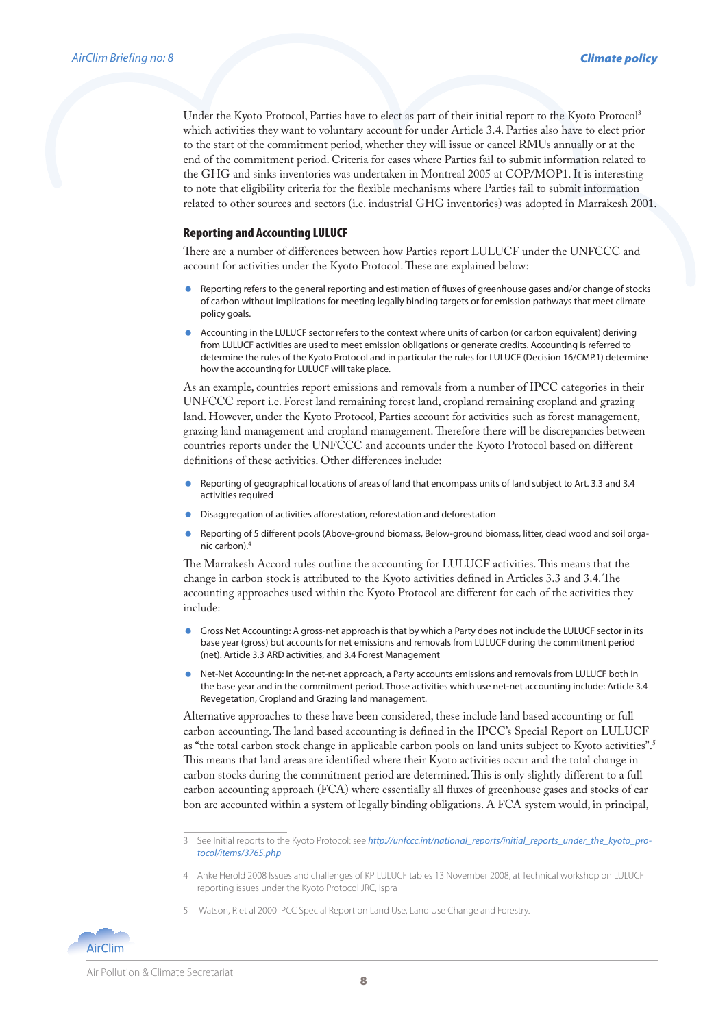Under the Kyoto Protocol, Parties have to elect as part of their initial report to the Kyoto Protocol[3] which activities they want to voluntary account for under Article 3.4. Parties also have to elect prior to the start of the commitment period, whether they will issue or cancel RMUs annually or at the end of the commitment period. Criteria for cases where Parties fail to submit information related to the GHG and sinks inventories was undertaken in Montreal 2005 at COP/MOP1. It is interesting to note that eligibility criteria for the flexible mechanisms where Parties fail to submit information related to other sources and sectors (i.e. industrial GHG inventories) was adopted in Marrakesh 2001.

## Reporting and Accounting LULUCF

There are a number of differences between how Parties report LULUCF under the UNFCCC and account for activities under the Kyoto Protocol. These are explained below:

- Reporting refers to the general reporting and estimation of fluxes of greenhouse gases and/or change of stocks of carbon without implications for meeting legally binding targets or for emission pathways that meet climate policy goals.
- Accounting in the LULUCF sector refers to the context where units of carbon (or carbon equivalent) deriving from LULUCF activities are used to meet emission obligations or generate credits. Accounting is referred to determine the rules of the Kyoto Protocol and in particular the rules for LULUCF (Decision 16/CMP.1) determine how the accounting for LULUCF will take place.

As an example, countries report emissions and removals from a number of IPCC categories in their UNFCCC report i.e. Forest land remaining forest land, cropland remaining cropland and grazing land. However, under the Kyoto Protocol, Parties account for activities such as forest management, grazing land management and cropland management. Therefore there will be discrepancies between countries reports under the UNFCCC and accounts under the Kyoto Protocol based on different definitions of these activities. Other differences include:

- Reporting of geographical locations of areas of land that encompass units of land subject to Art. 3.3 and 3.4 activities required
- Disaggregation of activities afforestation, reforestation and deforestation
- Reporting of 5 different pools (Above-ground biomass, Below-ground biomass, litter, dead wood and soil organic carbon).[4]

The Marrakesh Accord rules outline the accounting for LULUCF activities. This means that the change in carbon stock is attributed to the Kyoto activities defined in Articles 3.3 and 3.4. The accounting approaches used within the Kyoto Protocol are different for each of the activities they include:

- Gross Net Accounting: A gross-net approach is that by which a Party does not include the LULUCF sector in its base year (gross) but accounts for net emissions and removals from LULUCF during the commitment period (net). Article 3.3 ARD activities, and 3.4 Forest Management
- Net-Net Accounting: In the net-net approach, a Party accounts emissions and removals from LULUCF both in the base year and in the commitment period. Those activities which use net-net accounting include: Article 3.4 Revegetation, Cropland and Grazing land management.

Alternative approaches to these have been considered, these include land based accounting or full carbon accounting. The land based accounting is defined in the IPCC's Special Report on LULUCF as "the total carbon stock change in applicable carbon pools on land units subject to Kyoto activities".[5] This means that land areas are identified where their Kyoto activities occur and the total change in carbon stocks during the commitment period are determined. This is only slightly different to a full carbon accounting approach (FCA) where essentially all fluxes of greenhouse gases and stocks of carbon are accounted within a system of legally binding obligations. A FCA system would, in principal,

---

3 See Initial reports to the Kyoto Protocol: see *http://unfccc.int/national_reports/initial_reports_under_the_kyoto_protocol/items/3765.php*

4 Anke Herold 2008 Issues and challenges of KP LULUCF tables 13 November 2008, at Technical workshop on LULUCF reporting issues under the Kyoto Protocol JRC, Ispra

5 Watson, R et al 2000 IPCC Special Report on Land Use, Land Use Change and Forestry.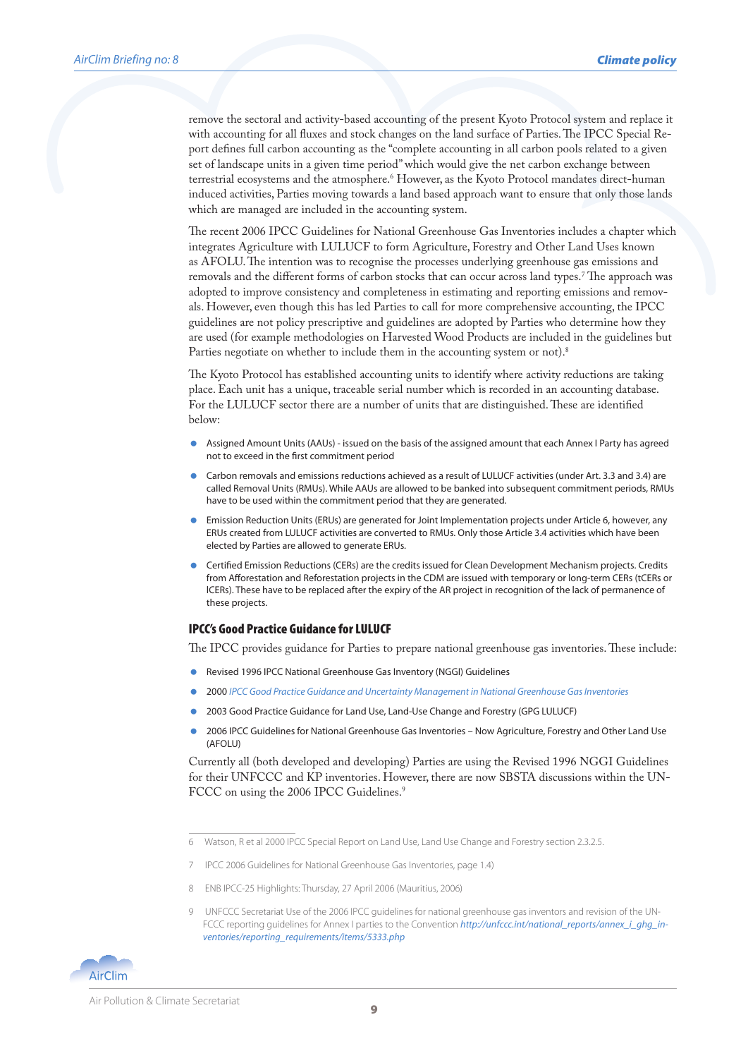remove the sectoral and activity-based accounting of the present Kyoto Protocol system and replace it with accounting for all fluxes and stock changes on the land surface of Parties. The IPCC Special Report defines full carbon accounting as the "complete accounting in all carbon pools related to a given set of landscape units in a given time period" which would give the net carbon exchange between terrestrial ecosystems and the atmosphere.[6] However, as the Kyoto Protocol mandates direct-human induced activities, Parties moving towards a land based approach want to ensure that only those lands which are managed are included in the accounting system.

The recent 2006 IPCC Guidelines for National Greenhouse Gas Inventories includes a chapter which integrates Agriculture with LULUCF to form Agriculture, Forestry and Other Land Uses known as AFOLU. The intention was to recognise the processes underlying greenhouse gas emissions and removals and the different forms of carbon stocks that can occur across land types.[7] The approach was adopted to improve consistency and completeness in estimating and reporting emissions and removals. However, even though this has led Parties to call for more comprehensive accounting, the IPCC guidelines are not policy prescriptive and guidelines are adopted by Parties who determine how they are used (for example methodologies on Harvested Wood Products are included in the guidelines but Parties negotiate on whether to include them in the accounting system or not).[8]

The Kyoto Protocol has established accounting units to identify where activity reductions are taking place. Each unit has a unique, traceable serial number which is recorded in an accounting database. For the LULUCF sector there are a number of units that are distinguished. These are identified below:

- Assigned Amount Units (AAUs) - issued on the basis of the assigned amount that each Annex I Party has agreed not to exceed in the first commitment period
- Carbon removals and emissions reductions achieved as a result of LULUCF activities (under Art. 3.3 and 3.4) are called Removal Units (RMUs). While AAUs are allowed to be banked into subsequent commitment periods, RMUs have to be used within the commitment period that they are generated.
- Emission Reduction Units (ERUs) are generated for Joint Implementation projects under Article 6, however, any ERUs created from LULUCF activities are converted to RMUs. Only those Article 3.4 activities which have been elected by Parties are allowed to generate ERUs.
- Certified Emission Reductions (CERs) are the credits issued for Clean Development Mechanism projects. Credits from Afforestation and Reforestation projects in the CDM are issued with temporary or long-term CERs (tCERs or lCERs). These have to be replaced after the expiry of the AR project in recognition of the lack of permanence of these projects.

### IPCC's Good Practice Guidance for LULUCF

The IPCC provides guidance for Parties to prepare national greenhouse gas inventories. These include:

- Revised 1996 IPCC National Greenhouse Gas Inventory (NGGI) Guidelines
- 2000 *IPCC Good Practice Guidance and Uncertainty Management in National Greenhouse Gas Inventories*
- 2003 Good Practice Guidance for Land Use, Land-Use Change and Forestry (GPG LULUCF)
- 2006 IPCC Guidelines for National Greenhouse Gas Inventories – Now Agriculture, Forestry and Other Land Use (AFOLU)

Currently all (both developed and developing) Parties are using the Revised 1996 NGGI Guidelines for their UNFCCC and KP inventories. However, there are now SBSTA discussions within the UNFCCC on using the 2006 IPCC Guidelines.[9]

---

6 Watson, R et al 2000 IPCC Special Report on Land Use, Land Use Change and Forestry section 2.3.2.5.

7 IPCC 2006 Guidelines for National Greenhouse Gas Inventories, page 1.4)

8 ENB IPCC-25 Highlights: Thursday, 27 April 2006 (Mauritius, 2006)

9 UNFCCC Secretariat Use of the 2006 IPCC guidelines for national greenhouse gas inventors and revision of the UNFCCC reporting guidelines for Annex I parties to the Convention *http://unfccc.int/national_reports/annex_i_ghg_inventories/reporting_requirements/items/5333.php*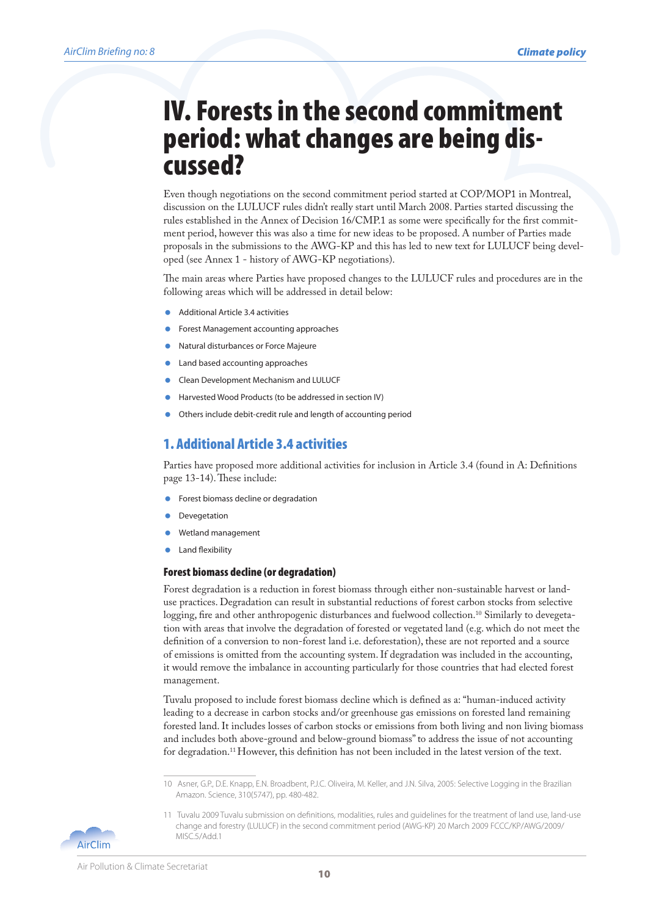# IV. Forests in the second commitment period: what changes are being discussed?

Even though negotiations on the second commitment period started at COP/MOP1 in Montreal, discussion on the LULUCF rules didn't really start until March 2008. Parties started discussing the rules established in the Annex of Decision 16/CMP.1 as some were specifically for the first commitment period, however this was also a time for new ideas to be proposed. A number of Parties made proposals in the submissions to the AWG-KP and this has led to new text for LULUCF being developed (see Annex 1 - history of AWG-KP negotiations).

The main areas where Parties have proposed changes to the LULUCF rules and procedures are in the following areas which will be addressed in detail below:

- Additional Article 3.4 activities
- Forest Management accounting approaches
- Natural disturbances or Force Majeure
- Land based accounting approaches
- Clean Development Mechanism and LULUCF
- Harvested Wood Products (to be addressed in section IV)
- Others include debit-credit rule and length of accounting period

## 1. Additional Article 3.4 activities

Parties have proposed more additional activities for inclusion in Article 3.4 (found in A: Definitions page 13-14). These include:

- Forest biomass decline or degradation
- Devegetation
- Wetland management
- Land flexibility

### Forest biomass decline (or degradation)

Forest degradation is a reduction in forest biomass through either non-sustainable harvest or land-use practices. Degradation can result in substantial reductions of forest carbon stocks from selective logging, fire and other anthropogenic disturbances and fuelwood collection.[10] Similarly to devegetation with areas that involve the degradation of forested or vegetated land (e.g. which do not meet the definition of a conversion to non-forest land i.e. deforestation), these are not reported and a source of emissions is omitted from the accounting system. If degradation was included in the accounting, it would remove the imbalance in accounting particularly for those countries that had elected forest management.

Tuvalu proposed to include forest biomass decline which is defined as a: "human-induced activity leading to a decrease in carbon stocks and/or greenhouse gas emissions on forested land remaining forested land. It includes losses of carbon stocks or emissions from both living and non living biomass and includes both above-ground and below-ground biomass" to address the issue of not accounting for degradation.[11] However, this definition has not been included in the latest version of the text.

---

10 Asner, G.P., D.E. Knapp, E.N. Broadbent, P.J.C. Oliveira, M. Keller, and J.N. Silva, 2005: Selective Logging in the Brazilian Amazon. Science, 310(5747), pp. 480-482.

11 Tuvalu 2009 Tuvalu submission on definitions, modalities, rules and guidelines for the treatment of land use, land-use change and forestry (LULUCF) in the second commitment period (AWG-KP) 20 March 2009 FCCC/KP/AWG/2009/MISC.5/Add.1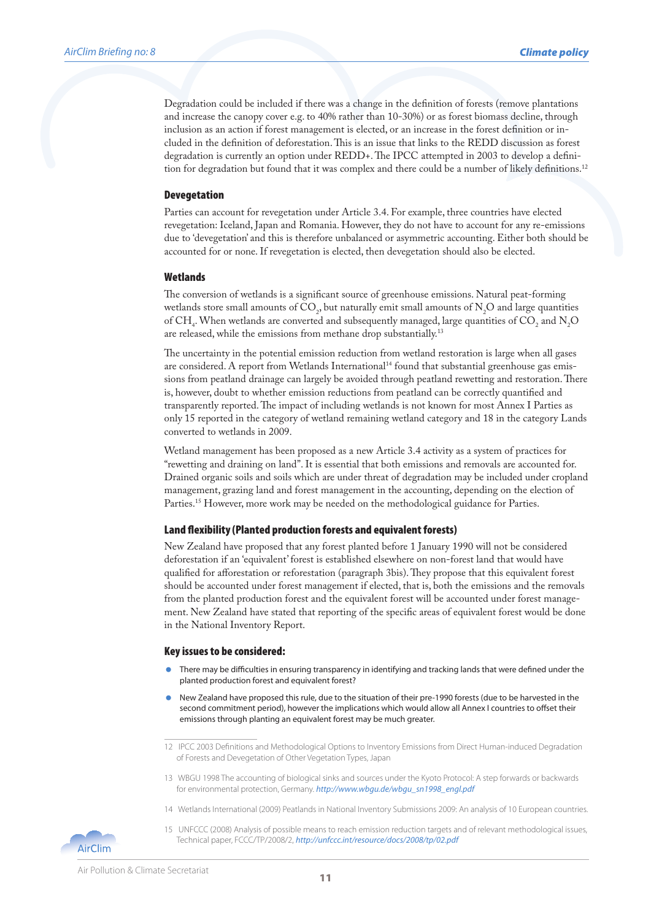Degradation could be included if there was a change in the definition of forests (remove plantations and increase the canopy cover e.g. to 40% rather than 10-30%) or as forest biomass decline, through inclusion as an action if forest management is elected, or an increase in the forest definition or included in the definition of deforestation. This is an issue that links to the REDD discussion as forest degradation is currently an option under REDD+. The IPCC attempted in 2003 to develop a definition for degradation but found that it was complex and there could be a number of likely definitions.[12]

### Devegetation

Parties can account for revegetation under Article 3.4. For example, three countries have elected revegetation: Iceland, Japan and Romania. However, they do not have to account for any re-emissions due to 'devegetation' and this is therefore unbalanced or asymmetric accounting. Either both should be accounted for or none. If revegetation is elected, then devegetation should also be elected.

### Wetlands

The conversion of wetlands is a significant source of greenhouse emissions. Natural peat-forming wetlands store small amounts of $CO_2$, but naturally emit small amounts of $N_2O$ and large quantities of $CH_4$. When wetlands are converted and subsequently managed, large quantities of $CO_2$ and $N_2O$ are released, while the emissions from methane drop substantially.[13]

The uncertainty in the potential emission reduction from wetland restoration is large when all gases are considered. A report from Wetlands International[14] found that substantial greenhouse gas emissions from peatland drainage can largely be avoided through peatland rewetting and restoration. There is, however, doubt to whether emission reductions from peatland can be correctly quantified and transparently reported. The impact of including wetlands is not known for most Annex I Parties as only 15 reported in the category of wetland remaining wetland category and 18 in the category Lands converted to wetlands in 2009.

Wetland management has been proposed as a new Article 3.4 activity as a system of practices for "rewetting and draining on land". It is essential that both emissions and removals are accounted for. Drained organic soils and soils which are under threat of degradation may be included under cropland management, grazing land and forest management in the accounting, depending on the election of Parties.[15] However, more work may be needed on the methodological guidance for Parties.

### Land flexibility (Planted production forests and equivalent forests)

New Zealand have proposed that any forest planted before 1 January 1990 will not be considered deforestation if an 'equivalent' forest is established elsewhere on non-forest land that would have qualified for afforestation or reforestation (paragraph 3bis). They propose that this equivalent forest should be accounted under forest management if elected, that is, both the emissions and the removals from the planted production forest and the equivalent forest will be accounted under forest management. New Zealand have stated that reporting of the specific areas of equivalent forest would be done in the National Inventory Report.

### Key issues to be considered:

- There may be difficulties in ensuring transparency in identifying and tracking lands that were defined under the planted production forest and equivalent forest?
- New Zealand have proposed this rule, due to the situation of their pre-1990 forests (due to be harvested in the second commitment period), however the implications which would allow all Annex I countries to offset their emissions through planting an equivalent forest may be much greater.

---

12 IPCC 2003 Definitions and Methodological Options to Inventory Emissions from Direct Human-induced Degradation of Forests and Devegetation of Other Vegetation Types, Japan

13 WBGU 1998 The accounting of biological sinks and sources under the Kyoto Protocol: A step forwards or backwards for environmental protection, Germany. *http://www.wbgu.de/wbgu_sn1998_engl.pdf*

14 Wetlands International (2009) Peatlands in National Inventory Submissions 2009: An analysis of 10 European countries.

15 UNFCCC (2008) Analysis of possible means to reach emission reduction targets and of relevant methodological issues, Technical paper, FCCC/TP/2008/2, *http://unfccc.int/resource/docs/2008/tp/02.pdf*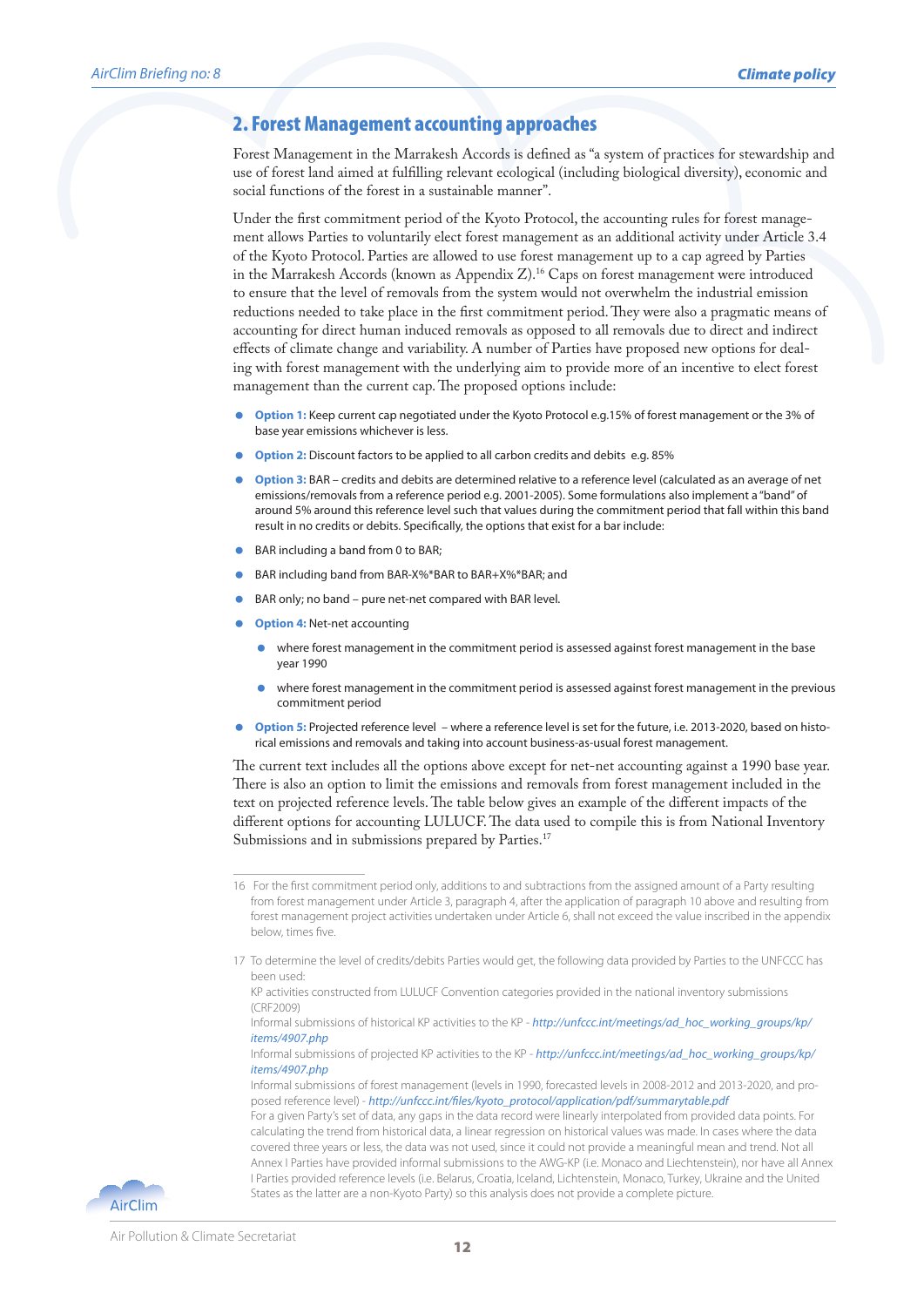## 2. Forest Management accounting approaches

Forest Management in the Marrakesh Accords is defined as "a system of practices for stewardship and use of forest land aimed at fulfilling relevant ecological (including biological diversity), economic and social functions of the forest in a sustainable manner".

Under the first commitment period of the Kyoto Protocol, the accounting rules for forest management allows Parties to voluntarily elect forest management as an additional activity under Article 3.4 of the Kyoto Protocol. Parties are allowed to use forest management up to a cap agreed by Parties in the Marrakesh Accords (known as Appendix Z).[16] Caps on forest management were introduced to ensure that the level of removals from the system would not overwhelm the industrial emission reductions needed to take place in the first commitment period. They were also a pragmatic means of accounting for direct human induced removals as opposed to all removals due to direct and indirect effects of climate change and variability. A number of Parties have proposed new options for dealing with forest management with the underlying aim to provide more of an incentive to elect forest management than the current cap. The proposed options include:

- **Option 1:** Keep current cap negotiated under the Kyoto Protocol e.g.15% of forest management or the 3% of base year emissions whichever is less.
- **Option 2:** Discount factors to be applied to all carbon credits and debits e.g. 85%
- **Option 3:** BAR – credits and debits are determined relative to a reference level (calculated as an average of net emissions/removals from a reference period e.g. 2001-2005). Some formulations also implement a "band" of around 5% around this reference level such that values during the commitment period that fall within this band result in no credits or debits. Specifically, the options that exist for a bar include:
- BAR including a band from 0 to BAR;
- BAR including band from BAR-X%*BAR to BAR+X%*BAR; and
- BAR only; no band – pure net-net compared with BAR level.
- **Option 4:** Net-net accounting
  - where forest management in the commitment period is assessed against forest management in the base year 1990
  - where forest management in the commitment period is assessed against forest management in the previous commitment period
- **Option 5:** Projected reference level – where a reference level is set for the future, i.e. 2013-2020, based on historical emissions and removals and taking into account business-as-usual forest management.

The current text includes all the options above except for net-net accounting against a 1990 base year. There is also an option to limit the emissions and removals from forest management included in the text on projected reference levels. The table below gives an example of the different impacts of the different options for accounting LULUCF. The data used to compile this is from National Inventory Submissions and in submissions prepared by Parties.[17]

---

16 For the first commitment period only, additions to and subtractions from the assigned amount of a Party resulting from forest management under Article 3, paragraph 4, after the application of paragraph 10 above and resulting from forest management project activities undertaken under Article 6, shall not exceed the value inscribed in the appendix below, times five.

17 To determine the level of credits/debits Parties would get, the following data provided by Parties to the UNFCCC has been used:
KP activities constructed from LULUCF Convention categories provided in the national inventory submissions (CRF2009)
Informal submissions of historical KP activities to the KP - *http://unfccc.int/meetings/ad_hoc_working_groups/kp/items/4907.php*
Informal submissions of projected KP activities to the KP - *http://unfccc.int/meetings/ad_hoc_working_groups/kp/items/4907.php*
Informal submissions of forest management (levels in 1990, forecasted levels in 2008-2012 and 2013-2020, and proposed reference level) - *http://unfccc.int/files/kyoto_protocol/application/pdf/summarytable.pdf*
For a given Party's set of data, any gaps in the data record were linearly interpolated from provided data points. For calculating the trend from historical data, a linear regression on historical values was made. In cases where the data covered three years or less, the data was not used, since it could not provide a meaningful mean and trend. Not all Annex I Parties have provided informal submissions to the AWG-KP (i.e. Monaco and Liechtenstein), nor have all Annex I Parties provided reference levels (i.e. Belarus, Croatia, Iceland, Lichtenstein, Monaco, Turkey, Ukraine and the United States as the latter are a non-Kyoto Party) so this analysis does not provide a complete picture.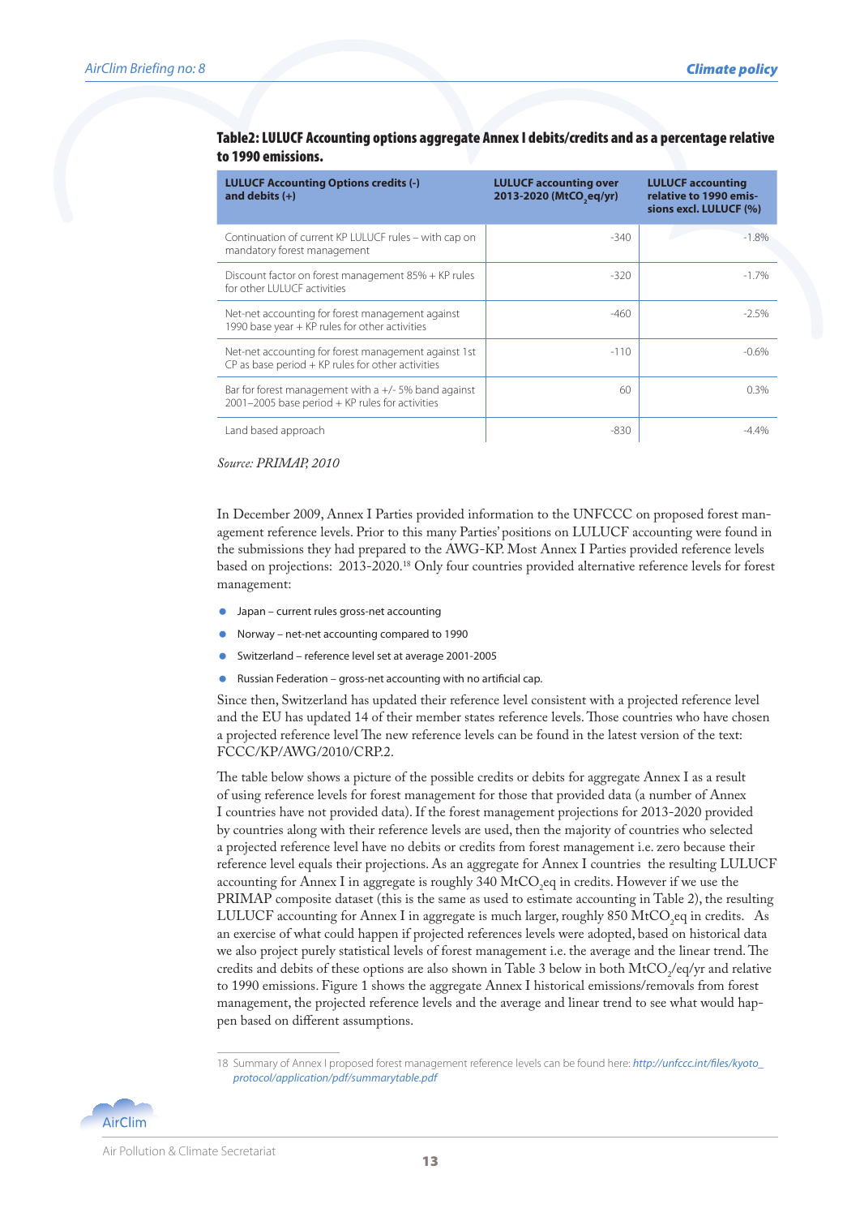**Table2: LULUCF Accounting options aggregate Annex I debits/credits and as a percentage relative to 1990 emissions.**

| LULUCF Accounting Options credits (-) and debits (+) | LULUCF accounting over 2013-2020 ($MtCO_2$eq/yr) | LULUCF accounting relative to 1990 emissions excl. LULUCF (%) |
|---|---|---|
| Continuation of current KP LULUCF rules – with cap on mandatory forest management | -340 | -1.8% |
| Discount factor on forest management 85% + KP rules for other LULUCF activities | -320 | -1.7% |
| Net-net accounting for forest management against 1990 base year + KP rules for other activities | -460 | -2.5% |
| Net-net accounting for forest management against 1st CP as base period + KP rules for other activities | -110 | -0.6% |
| Bar for forest management with a +/- 5% band against 2001–2005 base period + KP rules for activities | 60 | 0.3% |
| Land based approach | -830 | -4.4% |

*Source: PRIMAP, 2010*

In December 2009, Annex I Parties provided information to the UNFCCC on proposed forest management reference levels. Prior to this many Parties' positions on LULUCF accounting were found in the submissions they had prepared to the AWG-KP. Most Annex I Parties provided reference levels based on projections: 2013-2020.[18] Only four countries provided alternative reference levels for forest management:

- Japan – current rules gross-net accounting
- Norway – net-net accounting compared to 1990
- Switzerland – reference level set at average 2001-2005
- Russian Federation – gross-net accounting with no artificial cap.

Since then, Switzerland has updated their reference level consistent with a projected reference level and the EU has updated 14 of their member states reference levels. Those countries who have chosen a projected reference level The new reference levels can be found in the latest version of the text: FCCC/KP/AWG/2010/CRP.2.

The table below shows a picture of the possible credits or debits for aggregate Annex I as a result of using reference levels for forest management for those that provided data (a number of Annex I countries have not provided data). If the forest management projections for 2013-2020 provided by countries along with their reference levels are used, then the majority of countries who selected a projected reference level have no debits or credits from forest management i.e. zero because their reference level equals their projections. As an aggregate for Annex I countries the resulting LULUCF accounting for Annex I in aggregate is roughly 340 $MtCO_2$eq in credits. However if we use the PRIMAP composite dataset (this is the same as used to estimate accounting in Table 2), the resulting LULUCF accounting for Annex I in aggregate is much larger, roughly 850 $MtCO_2$eq in credits. As an exercise of what could happen if projected references levels were adopted, based on historical data we also project purely statistical levels of forest management i.e. the average and the linear trend. The credits and debits of these options are also shown in Table 3 below in both $MtCO_2$/eq/yr and relative to 1990 emissions. Figure 1 shows the aggregate Annex I historical emissions/removals from forest management, the projected reference levels and the average and linear trend to see what would happen based on different assumptions.

18 Summary of Annex I proposed forest management reference levels can be found here: *http://unfccc.int/files/kyoto_protocol/application/pdf/summarytable.pdf*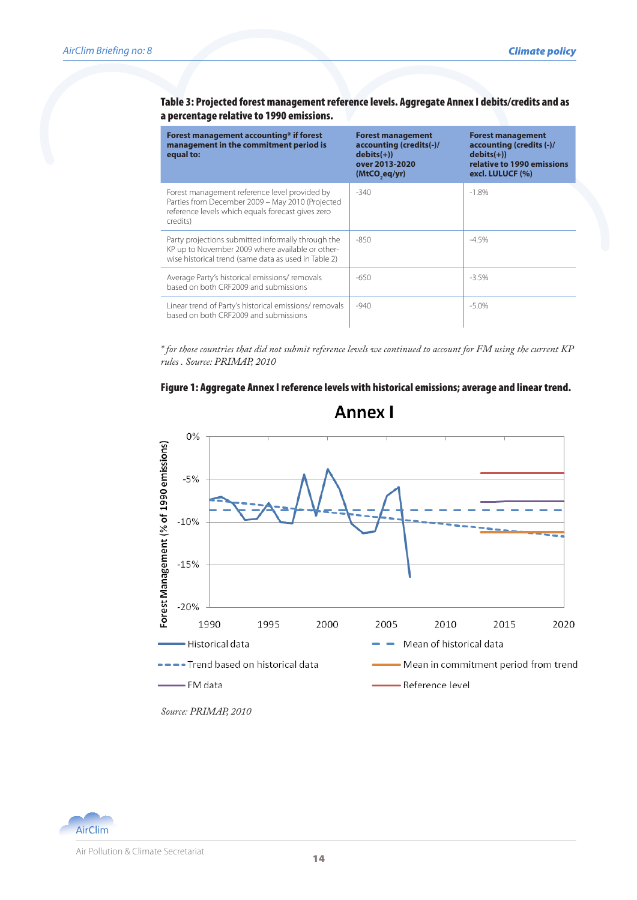**Table 3: Projected forest management reference levels. Aggregate Annex I debits/credits and as a percentage relative to 1990 emissions.**

| Forest management accounting* if forest management in the commitment period is equal to: | Forest management accounting (credits(-)/ debits(+)) over 2013-2020 ($MtCO_2eq/yr$) | Forest management accounting (credits (-)/ debits(+)) relative to 1990 emissions excl. LULUCF (%) |
|---|---|---|
| Forest management reference level provided by Parties from December 2009 – May 2010 (Projected reference levels which equals forecast gives zero credits) | -340 | -1.8% |
| Party projections submitted informally through the KP up to November 2009 where available or otherwise historical trend (same data as used in Table 2) | -850 | -4.5% |
| Average Party's historical emissions/ removals based on both CRF2009 and submissions | -650 | -3.5% |
| Linear trend of Party's historical emissions/ removals based on both CRF2009 and submissions | -940 | -5.0% |

*\* for those countries that did not submit reference levels we continued to account for FM using the current KP rules . Source: PRIMAP, 2010*

**Figure 1: Aggregate Annex I reference levels with historical emissions; average and linear trend.**

*Source: PRIMAP, 2010*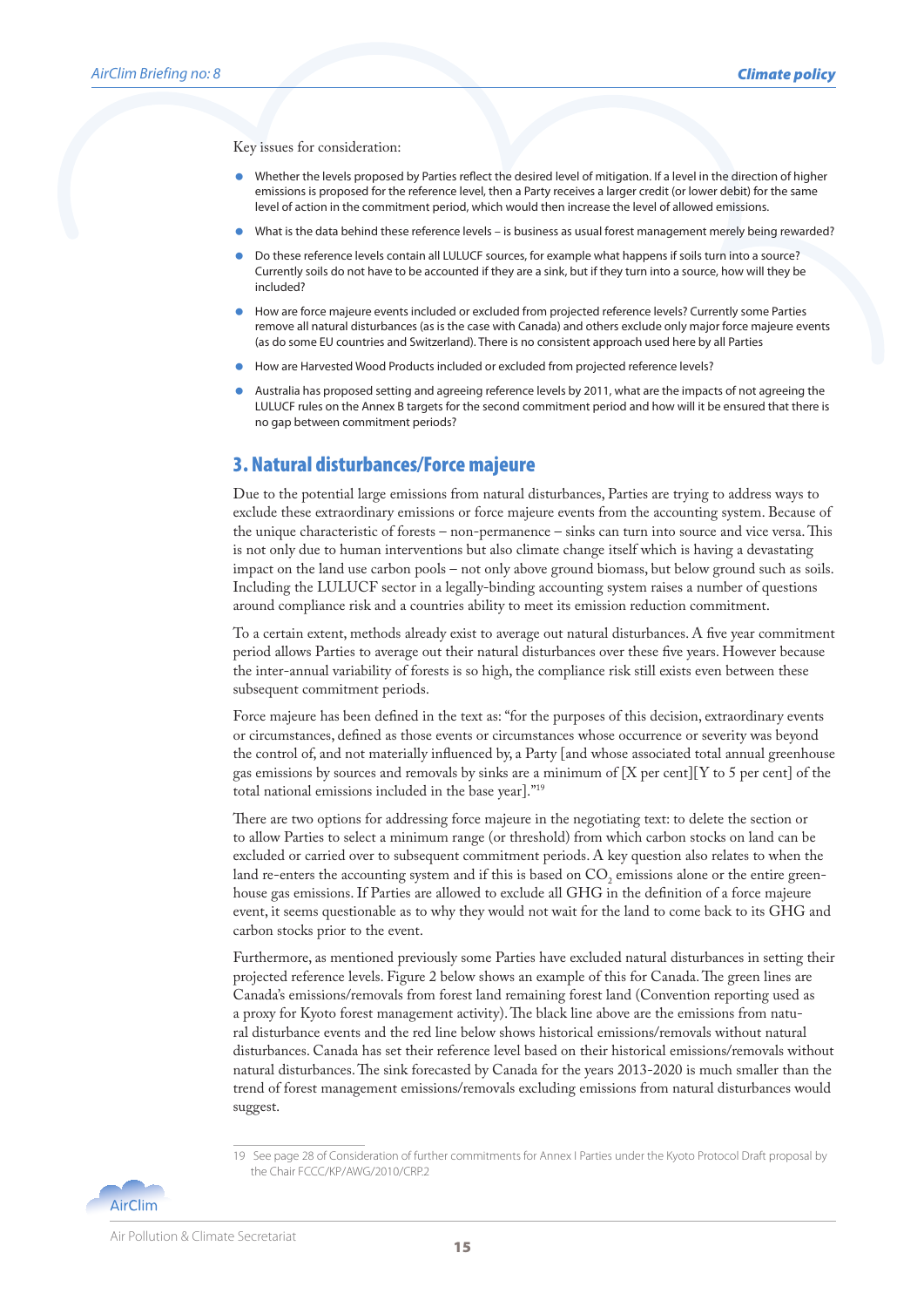Key issues for consideration:

- Whether the levels proposed by Parties reflect the desired level of mitigation. If a level in the direction of higher emissions is proposed for the reference level, then a Party receives a larger credit (or lower debit) for the same level of action in the commitment period, which would then increase the level of allowed emissions.
- What is the data behind these reference levels – is business as usual forest management merely being rewarded?
- Do these reference levels contain all LULUCF sources, for example what happens if soils turn into a source? Currently soils do not have to be accounted if they are a sink, but if they turn into a source, how will they be included?
- How are force majeure events included or excluded from projected reference levels? Currently some Parties remove all natural disturbances (as is the case with Canada) and others exclude only major force majeure events (as do some EU countries and Switzerland). There is no consistent approach used here by all Parties
- How are Harvested Wood Products included or excluded from projected reference levels?
- Australia has proposed setting and agreeing reference levels by 2011, what are the impacts of not agreeing the LULUCF rules on the Annex B targets for the second commitment period and how will it be ensured that there is no gap between commitment periods?

## 3. Natural disturbances/Force majeure

Due to the potential large emissions from natural disturbances, Parties are trying to address ways to exclude these extraordinary emissions or force majeure events from the accounting system. Because of the unique characteristic of forests – non-permanence – sinks can turn into source and vice versa. This is not only due to human interventions but also climate change itself which is having a devastating impact on the land use carbon pools – not only above ground biomass, but below ground such as soils. Including the LULUCF sector in a legally-binding accounting system raises a number of questions around compliance risk and a countries ability to meet its emission reduction commitment.

To a certain extent, methods already exist to average out natural disturbances. A five year commitment period allows Parties to average out their natural disturbances over these five years. However because the inter-annual variability of forests is so high, the compliance risk still exists even between these subsequent commitment periods.

Force majeure has been defined in the text as: "for the purposes of this decision, extraordinary events or circumstances, defined as those events or circumstances whose occurrence or severity was beyond the control of, and not materially influenced by, a Party [and whose associated total annual greenhouse gas emissions by sources and removals by sinks are a minimum of [X per cent][Y to 5 per cent] of the total national emissions included in the base year]."[19]

There are two options for addressing force majeure in the negotiating text: to delete the section or to allow Parties to select a minimum range (or threshold) from which carbon stocks on land can be excluded or carried over to subsequent commitment periods. A key question also relates to when the land re-enters the accounting system and if this is based on $CO_2$ emissions alone or the entire greenhouse gas emissions. If Parties are allowed to exclude all GHG in the definition of a force majeure event, it seems questionable as to why they would not wait for the land to come back to its GHG and carbon stocks prior to the event.

Furthermore, as mentioned previously some Parties have excluded natural disturbances in setting their projected reference levels. Figure 2 below shows an example of this for Canada. The green lines are Canada's emissions/removals from forest land remaining forest land (Convention reporting used as a proxy for Kyoto forest management activity). The black line above are the emissions from natural disturbance events and the red line below shows historical emissions/removals without natural disturbances. Canada has set their reference level based on their historical emissions/removals without natural disturbances. The sink forecasted by Canada for the years 2013-2020 is much smaller than the trend of forest management emissions/removals excluding emissions from natural disturbances would suggest.

---

19 See page 28 of Consideration of further commitments for Annex I Parties under the Kyoto Protocol Draft proposal by the Chair FCCC/KP/AWG/2010/CRP.2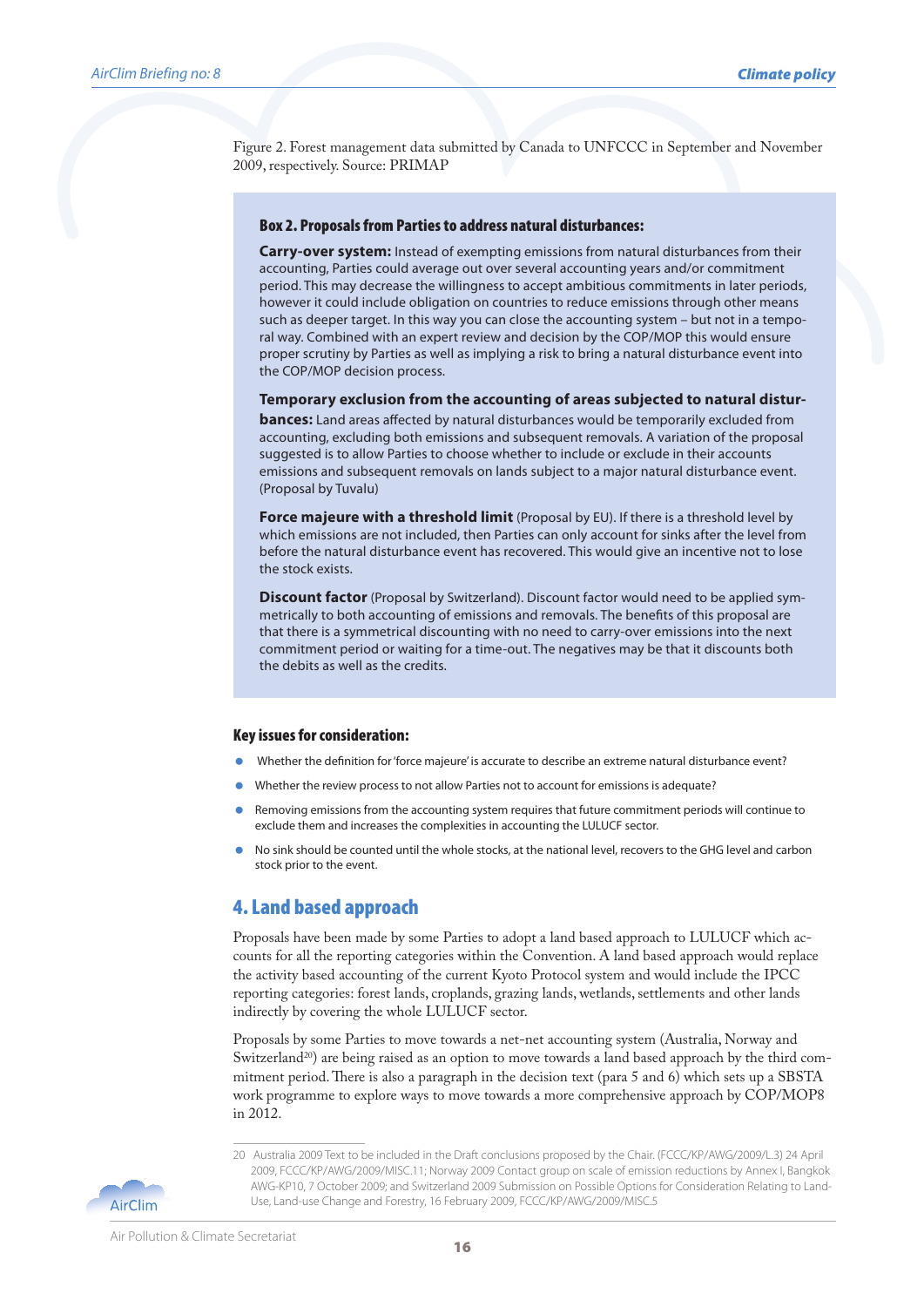Figure 2. Forest management data submitted by Canada to UNFCCC in September and November 2009, respectively. Source: PRIMAP

**Box 2. Proposals from Parties to address natural disturbances:**

**Carry-over system:** Instead of exempting emissions from natural disturbances from their accounting, Parties could average out over several accounting years and/or commitment period. This may decrease the willingness to accept ambitious commitments in later periods, however it could include obligation on countries to reduce emissions through other means such as deeper target. In this way you can close the accounting system – but not in a temporal way. Combined with an expert review and decision by the COP/MOP this would ensure proper scrutiny by Parties as well as implying a risk to bring a natural disturbance event into the COP/MOP decision process.

**Temporary exclusion from the accounting of areas subjected to natural disturbances:** Land areas affected by natural disturbances would be temporarily excluded from accounting, excluding both emissions and subsequent removals. A variation of the proposal suggested is to allow Parties to choose whether to include or exclude in their accounts emissions and subsequent removals on lands subject to a major natural disturbance event. (Proposal by Tuvalu)

**Force majeure with a threshold limit** (Proposal by EU). If there is a threshold level by which emissions are not included, then Parties can only account for sinks after the level from before the natural disturbance event has recovered. This would give an incentive not to lose the stock exists.

**Discount factor** (Proposal by Switzerland). Discount factor would need to be applied symmetrically to both accounting of emissions and removals. The benefits of this proposal are that there is a symmetrical discounting with no need to carry-over emissions into the next commitment period or waiting for a time-out. The negatives may be that it discounts both the debits as well as the credits.

**Key issues for consideration:**

- Whether the definition for 'force majeure' is accurate to describe an extreme natural disturbance event?
- Whether the review process to not allow Parties not to account for emissions is adequate?
- Removing emissions from the accounting system requires that future commitment periods will continue to exclude them and increases the complexities in accounting the LULUCF sector.
- No sink should be counted until the whole stocks, at the national level, recovers to the GHG level and carbon stock prior to the event.

## 4. Land based approach

Proposals have been made by some Parties to adopt a land based approach to LULUCF which accounts for all the reporting categories within the Convention. A land based approach would replace the activity based accounting of the current Kyoto Protocol system and would include the IPCC reporting categories: forest lands, croplands, grazing lands, wetlands, settlements and other lands indirectly by covering the whole LULUCF sector.

Proposals by some Parties to move towards a net-net accounting system (Australia, Norway and Switzerland[20]) are being raised as an option to move towards a land based approach by the third commitment period. There is also a paragraph in the decision text (para 5 and 6) which sets up a SBSTA work programme to explore ways to move towards a more comprehensive approach by COP/MOP8 in 2012.

20 Australia 2009 Text to be included in the Draft conclusions proposed by the Chair. (FCCC/KP/AWG/2009/L.3) 24 April 2009, FCCC/KP/AWG/2009/MISC.11; Norway 2009 Contact group on scale of emission reductions by Annex I, Bangkok AWG-KP10, 7 October 2009; and Switzerland 2009 Submission on Possible Options for Consideration Relating to Land-Use, Land-use Change and Forestry, 16 February 2009, FCCC/KP/AWG/2009/MISC.5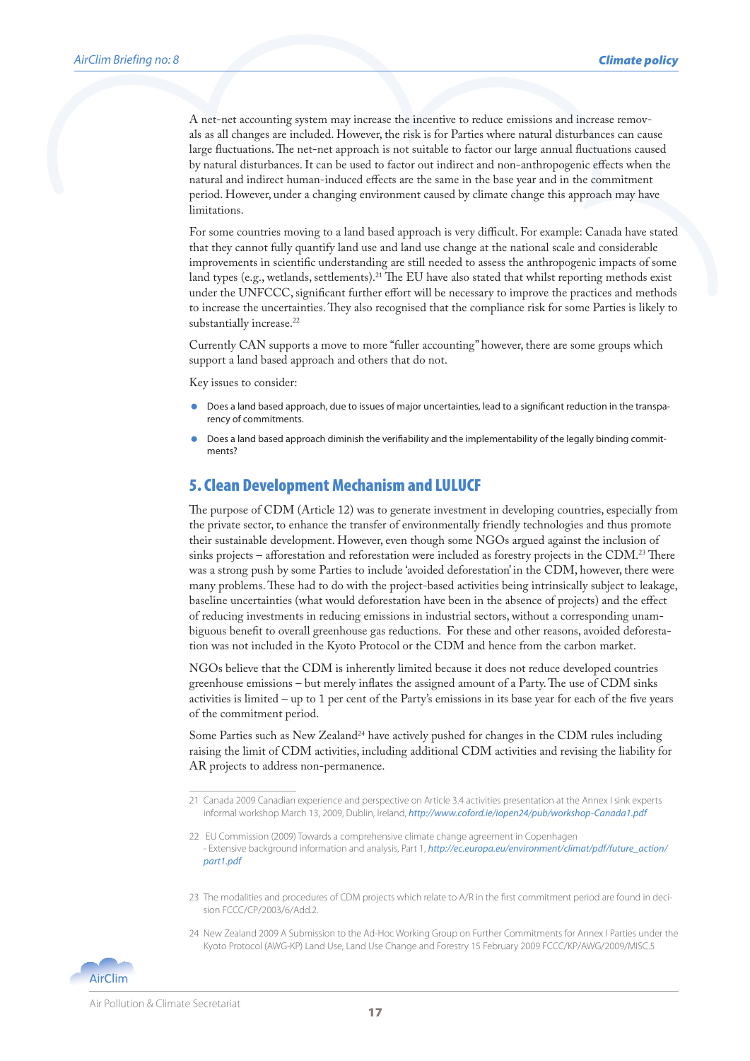A net-net accounting system may increase the incentive to reduce emissions and increase removals as all changes are included. However, the risk is for Parties where natural disturbances can cause large fluctuations. The net-net approach is not suitable to factor our large annual fluctuations caused by natural disturbances. It can be used to factor out indirect and non-anthropogenic effects when the natural and indirect human-induced effects are the same in the base year and in the commitment period. However, under a changing environment caused by climate change this approach may have limitations.

For some countries moving to a land based approach is very difficult. For example: Canada have stated that they cannot fully quantify land use and land use change at the national scale and considerable improvements in scientific understanding are still needed to assess the anthropogenic impacts of some land types (e.g., wetlands, settlements).[21] The EU have also stated that whilst reporting methods exist under the UNFCCC, significant further effort will be necessary to improve the practices and methods to increase the uncertainties. They also recognised that the compliance risk for some Parties is likely to substantially increase.[22]

Currently CAN supports a move to more "fuller accounting" however, there are some groups which support a land based approach and others that do not.

Key issues to consider:

- Does a land based approach, due to issues of major uncertainties, lead to a significant reduction in the transparency of commitments.
- Does a land based approach diminish the verifiability and the implementability of the legally binding commitments?

## 5. Clean Development Mechanism and LULUCF

The purpose of CDM (Article 12) was to generate investment in developing countries, especially from the private sector, to enhance the transfer of environmentally friendly technologies and thus promote their sustainable development. However, even though some NGOs argued against the inclusion of sinks projects – afforestation and reforestation were included as forestry projects in the CDM.[23] There was a strong push by some Parties to include 'avoided deforestation' in the CDM, however, there were many problems. These had to do with the project-based activities being intrinsically subject to leakage, baseline uncertainties (what would deforestation have been in the absence of projects) and the effect of reducing investments in reducing emissions in industrial sectors, without a corresponding unambiguous benefit to overall greenhouse gas reductions. For these and other reasons, avoided deforestation was not included in the Kyoto Protocol or the CDM and hence from the carbon market.

NGOs believe that the CDM is inherently limited because it does not reduce developed countries greenhouse emissions – but merely inflates the assigned amount of a Party. The use of CDM sinks activities is limited – up to 1 per cent of the Party's emissions in its base year for each of the five years of the commitment period.

Some Parties such as New Zealand[24] have actively pushed for changes in the CDM rules including raising the limit of CDM activities, including additional CDM activities and revising the liability for AR projects to address non-permanence.

---

21 Canada 2009 Canadian experience and perspective on Article 3.4 activities presentation at the Annex I sink experts informal workshop March 13, 2009, Dublin, Ireland, *http://www.coford.ie/iopen24/pub/workshop-Canada1.pdf*

22 EU Commission (2009) Towards a comprehensive climate change agreement in Copenhagen - Extensive background information and analysis, Part 1, *http://ec.europa.eu/environment/climat/pdf/future_action/part1.pdf*

23 The modalities and procedures of CDM projects which relate to A/R in the first commitment period are found in decision FCCC/CP/2003/6/Add.2.

24 New Zealand 2009 A Submission to the Ad-Hoc Working Group on Further Commitments for Annex I Parties under the Kyoto Protocol (AWG-KP) Land Use, Land Use Change and Forestry 15 February 2009 FCCC/KP/AWG/2009/MISC.5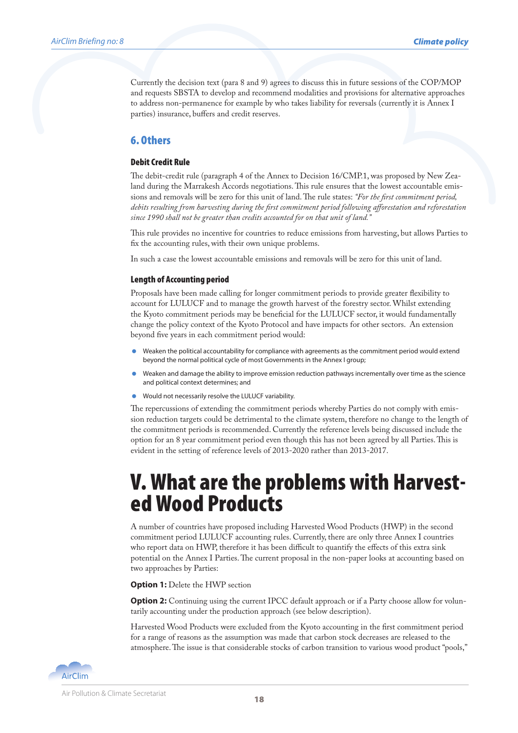Currently the decision text (para 8 and 9) agrees to discuss this in future sessions of the COP/MOP and requests SBSTA to develop and recommend modalities and provisions for alternative approaches to address non-permanence for example by who takes liability for reversals (currently it is Annex I parties) insurance, buffers and credit reserves.

## 6. Others

### Debit Credit Rule

The debit-credit rule (paragraph 4 of the Annex to Decision 16/CMP.1, was proposed by New Zealand during the Marrakesh Accords negotiations. This rule ensures that the lowest accountable emissions and removals will be zero for this unit of land. The rule states: *"For the first commitment period, debits resulting from harvesting during the first commitment period following afforestation and reforestation since 1990 shall not be greater than credits accounted for on that unit of land."*

This rule provides no incentive for countries to reduce emissions from harvesting, but allows Parties to fix the accounting rules, with their own unique problems.

In such a case the lowest accountable emissions and removals will be zero for this unit of land.

### Length of Accounting period

Proposals have been made calling for longer commitment periods to provide greater flexibility to account for LULUCF and to manage the growth harvest of the forestry sector. Whilst extending the Kyoto commitment periods may be beneficial for the LULUCF sector, it would fundamentally change the policy context of the Kyoto Protocol and have impacts for other sectors. An extension beyond five years in each commitment period would:

- Weaken the political accountability for compliance with agreements as the commitment period would extend beyond the normal political cycle of most Governments in the Annex I group;
- Weaken and damage the ability to improve emission reduction pathways incrementally over time as the science and political context determines; and
- Would not necessarily resolve the LULUCF variability.

The repercussions of extending the commitment periods whereby Parties do not comply with emission reduction targets could be detrimental to the climate system, therefore no change to the length of the commitment periods is recommended. Currently the reference levels being discussed include the option for an 8 year commitment period even though this has not been agreed by all Parties. This is evident in the setting of reference levels of 2013-2020 rather than 2013-2017.

# V. What are the problems with Harvested Wood Products

A number of countries have proposed including Harvested Wood Products (HWP) in the second commitment period LULUCF accounting rules. Currently, there are only three Annex I countries who report data on HWP, therefore it has been difficult to quantify the effects of this extra sink potential on the Annex I Parties. The current proposal in the non-paper looks at accounting based on two approaches by Parties:

**Option 1:** Delete the HWP section

**Option 2:** Continuing using the current IPCC default approach or if a Party choose allow for voluntarily accounting under the production approach (see below description).

Harvested Wood Products were excluded from the Kyoto accounting in the first commitment period for a range of reasons as the assumption was made that carbon stock decreases are released to the atmosphere. The issue is that considerable stocks of carbon transition to various wood product "pools,"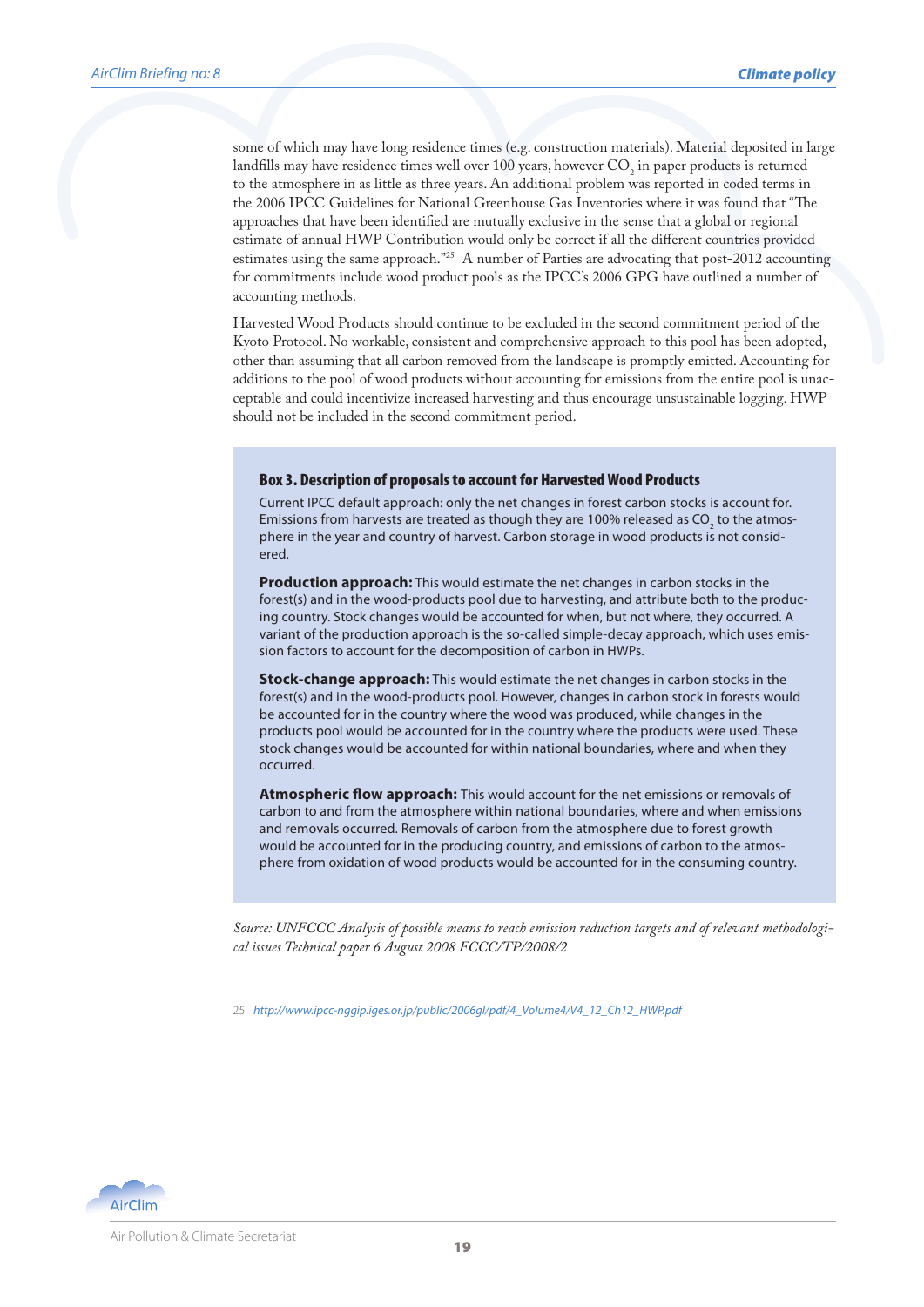some of which may have long residence times (e.g. construction materials). Material deposited in large landfills may have residence times well over 100 years, however $CO_2$ in paper products is returned to the atmosphere in as little as three years. An additional problem was reported in coded terms in the 2006 IPCC Guidelines for National Greenhouse Gas Inventories where it was found that "The approaches that have been identified are mutually exclusive in the sense that a global or regional estimate of annual HWP Contribution would only be correct if all the different countries provided estimates using the same approach."[25] A number of Parties are advocating that post-2012 accounting for commitments include wood product pools as the IPCC's 2006 GPG have outlined a number of accounting methods.

Harvested Wood Products should continue to be excluded in the second commitment period of the Kyoto Protocol. No workable, consistent and comprehensive approach to this pool has been adopted, other than assuming that all carbon removed from the landscape is promptly emitted. Accounting for additions to the pool of wood products without accounting for emissions from the entire pool is unacceptable and could incentivize increased harvesting and thus encourage unsustainable logging. HWP should not be included in the second commitment period.

### Box 3. Description of proposals to account for Harvested Wood Products

Current IPCC default approach: only the net changes in forest carbon stocks is account for. Emissions from harvests are treated as though they are 100% released as $CO_2$ to the atmosphere in the year and country of harvest. Carbon storage in wood products is not considered.

**Production approach:** This would estimate the net changes in carbon stocks in the forest(s) and in the wood-products pool due to harvesting, and attribute both to the producing country. Stock changes would be accounted for when, but not where, they occurred. A variant of the production approach is the so-called simple-decay approach, which uses emission factors to account for the decomposition of carbon in HWPs.

**Stock-change approach:** This would estimate the net changes in carbon stocks in the forest(s) and in the wood-products pool. However, changes in carbon stock in forests would be accounted for in the country where the wood was produced, while changes in the products pool would be accounted for in the country where the products were used. These stock changes would be accounted for within national boundaries, where and when they occurred.

**Atmospheric flow approach:** This would account for the net emissions or removals of carbon to and from the atmosphere within national boundaries, where and when emissions and removals occurred. Removals of carbon from the atmosphere due to forest growth would be accounted for in the producing country, and emissions of carbon to the atmosphere from oxidation of wood products would be accounted for in the consuming country.

*Source: UNFCCC Analysis of possible means to reach emission reduction targets and of relevant methodological issues Technical paper 6 August 2008 FCCC/TP/2008/2*

---

25 http://www.ipcc-nggip.iges.or.jp/public/2006gl/pdf/4_Volume4/V4_12_Ch12_HWP.pdf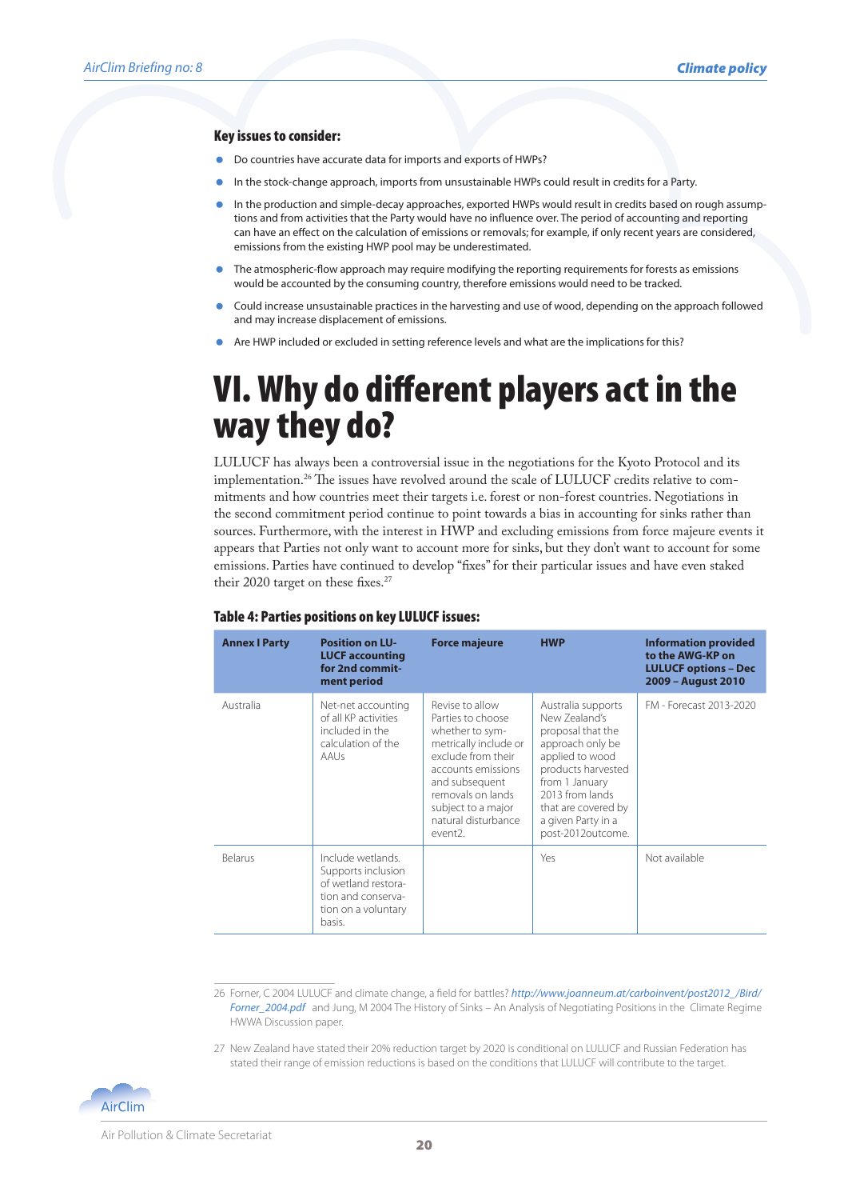**Key issues to consider:**

- Do countries have accurate data for imports and exports of HWPs?
- In the stock-change approach, imports from unsustainable HWPs could result in credits for a Party.
- In the production and simple-decay approaches, exported HWPs would result in credits based on rough assumptions and from activities that the Party would have no influence over. The period of accounting and reporting can have an effect on the calculation of emissions or removals; for example, if only recent years are considered, emissions from the existing HWP pool may be underestimated.
- The atmospheric-flow approach may require modifying the reporting requirements for forests as emissions would be accounted by the consuming country, therefore emissions would need to be tracked.
- Could increase unsustainable practices in the harvesting and use of wood, depending on the approach followed and may increase displacement of emissions.
- Are HWP included or excluded in setting reference levels and what are the implications for this?

# VI. Why do different players act in the way they do?

LULUCF has always been a controversial issue in the negotiations for the Kyoto Protocol and its implementation.[26] The issues have revolved around the scale of LULUCF credits relative to commitments and how countries meet their targets i.e. forest or non-forest countries. Negotiations in the second commitment period continue to point towards a bias in accounting for sinks rather than sources. Furthermore, with the interest in HWP and excluding emissions from force majeure events it appears that Parties not only want to account more for sinks, but they don't want to account for some emissions. Parties have continued to develop "fixes" for their particular issues and have even staked their 2020 target on these fixes.[27]

**Table 4: Parties positions on key LULUCF issues:**

| Annex I Party | Position on LULUCF accounting for 2nd commitment period | Force majeure | HWP | Information provided to the AWG-KP on LULUCF options – Dec 2009 – August 2010 |
|---|---|---|---|---|
| Australia | Net-net accounting of all KP activities included in the calculation of the AAUs | Revise to allow Parties to choose whether to symmetrically include or exclude from their accounts emissions and subsequent removals on lands subject to a major natural disturbance event2. | Australia supports New Zealand's proposal that the approach only be applied to wood products harvested from 1 January 2013 from lands that are covered by a given Party in a post-2012outcome. | FM - Forecast 2013-2020 |
| Belarus | Include wetlands. Supports inclusion of wetland restoration and conservation on a voluntary basis. | | Yes | Not available |

26 Forner, C 2004 LULUCF and climate change, a field for battles? *http://www.joanneum.at/carboinvent/post2012_/Bird/Forner_2004.pdf* and Jung, M 2004 The History of Sinks – An Analysis of Negotiating Positions in the Climate Regime HWWA Discussion paper.

27 New Zealand have stated their 20% reduction target by 2020 is conditional on LULUCF and Russian Federation has stated their range of emission reductions is based on the conditions that LULUCF will contribute to the target.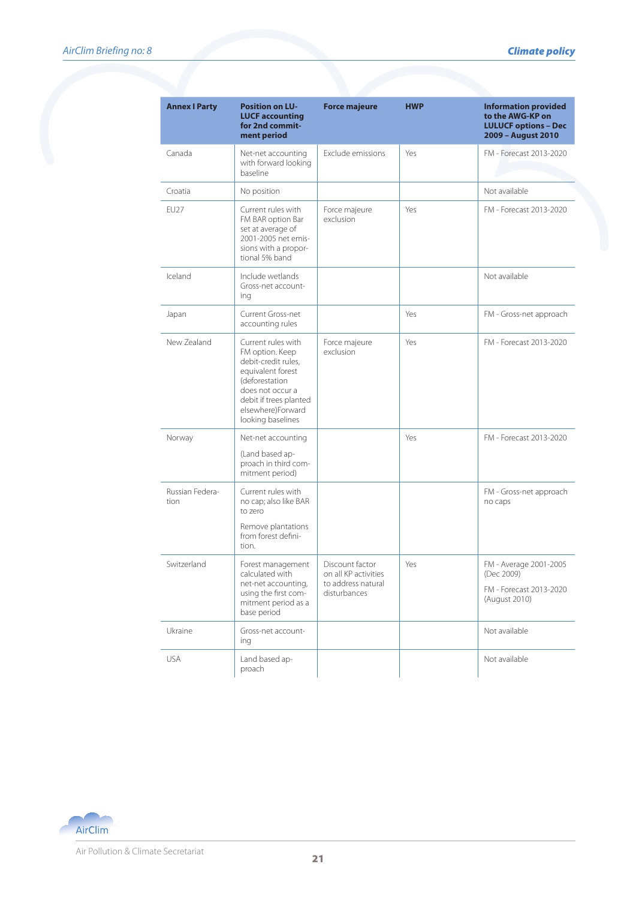| Annex I Party | Position on LULUCF accounting for 2nd commitment period | Force majeure | HWP | Information provided to the AWG-KP on LULUCF options – Dec 2009 – August 2010 |
|---|---|---|---|---|
| Canada | Net-net accounting with forward looking baseline | Exclude emissions | Yes | FM - Forecast 2013-2020 |
| Croatia | No position | | | Not available |
| EU27 | Current rules with FM BAR option Bar set at average of 2001-2005 net emissions with a proportional 5% band | Force majeure exclusion | Yes | FM - Forecast 2013-2020 |
| Iceland | Include wetlands Gross-net accounting | | | Not available |
| Japan | Current Gross-net accounting rules | | Yes | FM - Gross-net approach |
| New Zealand | Current rules with FM option. Keep debit-credit rules, equivalent forest (deforestation does not occur a debit if trees planted elsewhere)Forward looking baselines | Force majeure exclusion | Yes | FM - Forecast 2013-2020 |
| Norway | Net-net accounting<br><br>(Land based approach in third commitment period) | | Yes | FM - Forecast 2013-2020 |
| Russian Federation | Current rules with no cap; also like BAR to zero<br><br>Remove plantations from forest definition. | | | FM - Gross-net approach no caps |
| Switzerland | Forest management calculated with net-net accounting, using the first commitment period as a base period | Discount factor on all KP activities to address natural disturbances | Yes | FM - Average 2001-2005 (Dec 2009)<br><br>FM - Forecast 2013-2020 (August 2010) |
| Ukraine | Gross-net accounting | | | Not available |
| USA | Land based approach | | | Not available |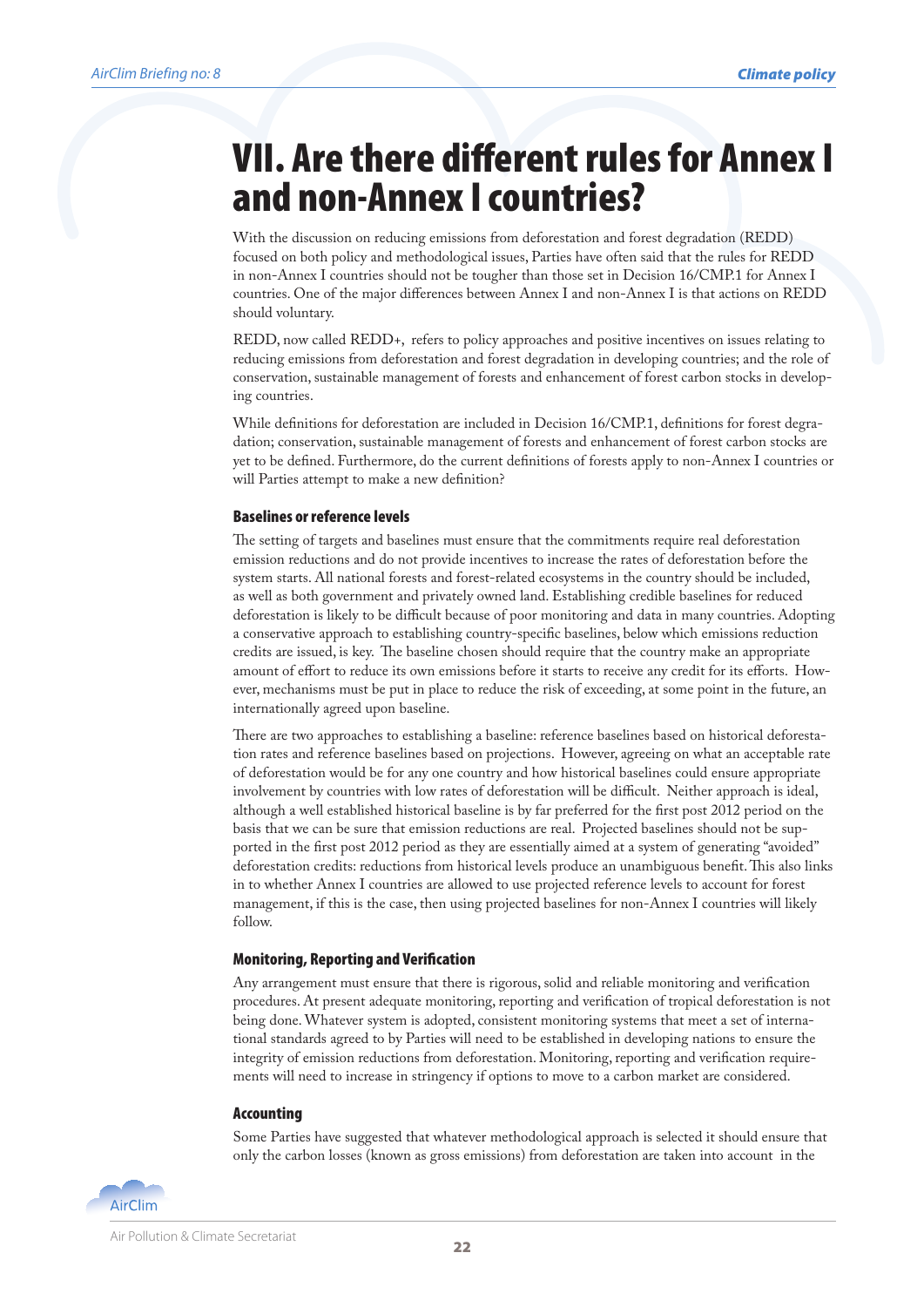# VII. Are there different rules for Annex I and non-Annex I countries?

With the discussion on reducing emissions from deforestation and forest degradation (REDD) focused on both policy and methodological issues, Parties have often said that the rules for REDD in non-Annex I countries should not be tougher than those set in Decision 16/CMP.1 for Annex I countries. One of the major differences between Annex I and non-Annex I is that actions on REDD should voluntary.

REDD, now called REDD+, refers to policy approaches and positive incentives on issues relating to reducing emissions from deforestation and forest degradation in developing countries; and the role of conservation, sustainable management of forests and enhancement of forest carbon stocks in developing countries.

While definitions for deforestation are included in Decision 16/CMP.1, definitions for forest degradation; conservation, sustainable management of forests and enhancement of forest carbon stocks are yet to be defined. Furthermore, do the current definitions of forests apply to non-Annex I countries or will Parties attempt to make a new definition?

### Baselines or reference levels

The setting of targets and baselines must ensure that the commitments require real deforestation emission reductions and do not provide incentives to increase the rates of deforestation before the system starts. All national forests and forest-related ecosystems in the country should be included, as well as both government and privately owned land. Establishing credible baselines for reduced deforestation is likely to be difficult because of poor monitoring and data in many countries. Adopting a conservative approach to establishing country-specific baselines, below which emissions reduction credits are issued, is key. The baseline chosen should require that the country make an appropriate amount of effort to reduce its own emissions before it starts to receive any credit for its efforts. However, mechanisms must be put in place to reduce the risk of exceeding, at some point in the future, an internationally agreed upon baseline.

There are two approaches to establishing a baseline: reference baselines based on historical deforestation rates and reference baselines based on projections. However, agreeing on what an acceptable rate of deforestation would be for any one country and how historical baselines could ensure appropriate involvement by countries with low rates of deforestation will be difficult. Neither approach is ideal, although a well established historical baseline is by far preferred for the first post 2012 period on the basis that we can be sure that emission reductions are real. Projected baselines should not be supported in the first post 2012 period as they are essentially aimed at a system of generating "avoided" deforestation credits: reductions from historical levels produce an unambiguous benefit. This also links in to whether Annex I countries are allowed to use projected reference levels to account for forest management, if this is the case, then using projected baselines for non-Annex I countries will likely follow.

### Monitoring, Reporting and Verification

Any arrangement must ensure that there is rigorous, solid and reliable monitoring and verification procedures. At present adequate monitoring, reporting and verification of tropical deforestation is not being done. Whatever system is adopted, consistent monitoring systems that meet a set of international standards agreed to by Parties will need to be established in developing nations to ensure the integrity of emission reductions from deforestation. Monitoring, reporting and verification requirements will need to increase in stringency if options to move to a carbon market are considered.

### Accounting

Some Parties have suggested that whatever methodological approach is selected it should ensure that only the carbon losses (known as gross emissions) from deforestation are taken into account in the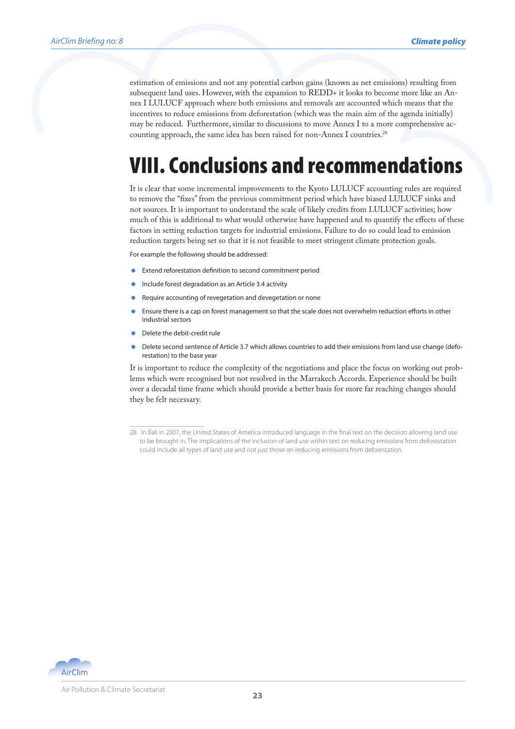estimation of emissions and not any potential carbon gains (known as net emissions) resulting from subsequent land uses. However, with the expansion to REDD+ it looks to become more like an Annex I LULUCF approach where both emissions and removals are accounted which means that the incentives to reduce emissions from deforestation (which was the main aim of the agenda initially) may be reduced. Furthermore, similar to discussions to move Annex I to a more comprehensive accounting approach, the same idea has been raised for non-Annex I countries.[28]

# VIII. Conclusions and recommendations

It is clear that some incremental improvements to the Kyoto LULUCF accounting rules are required to remove the "fixes" from the previous commitment period which have biased LULUCF sinks and not sources. It is important to understand the scale of likely credits from LULUCF activities; how much of this is additional to what would otherwise have happened and to quantify the effects of these factors in setting reduction targets for industrial emissions. Failure to do so could lead to emission reduction targets being set so that it is not feasible to meet stringent climate protection goals.

For example the following should be addressed:

- Extend reforestation definition to second commitment period
- Include forest degradation as an Article 3.4 activity
- Require accounting of revegetation and devegetation or none
- Ensure there is a cap on forest management so that the scale does not overwhelm reduction efforts in other industrial sectors
- Delete the debit-credit rule
- Delete second sentence of Article 3.7 which allows countries to add their emissions from land use change (deforestation) to the base year

It is important to reduce the complexity of the negotiations and place the focus on working out problems which were recognised but not resolved in the Marrakech Accords. Experience should be built over a decadal time frame which should provide a better basis for more far reaching changes should they be felt necessary.

---

28 In Bali in 2007, the United States of America introduced language in the final text on the decision allowing land use to be brought in. The implications of the inclusion of land use within text on reducing emissions from deforestation could include all types of land use and not just those on reducing emissions from deforestation.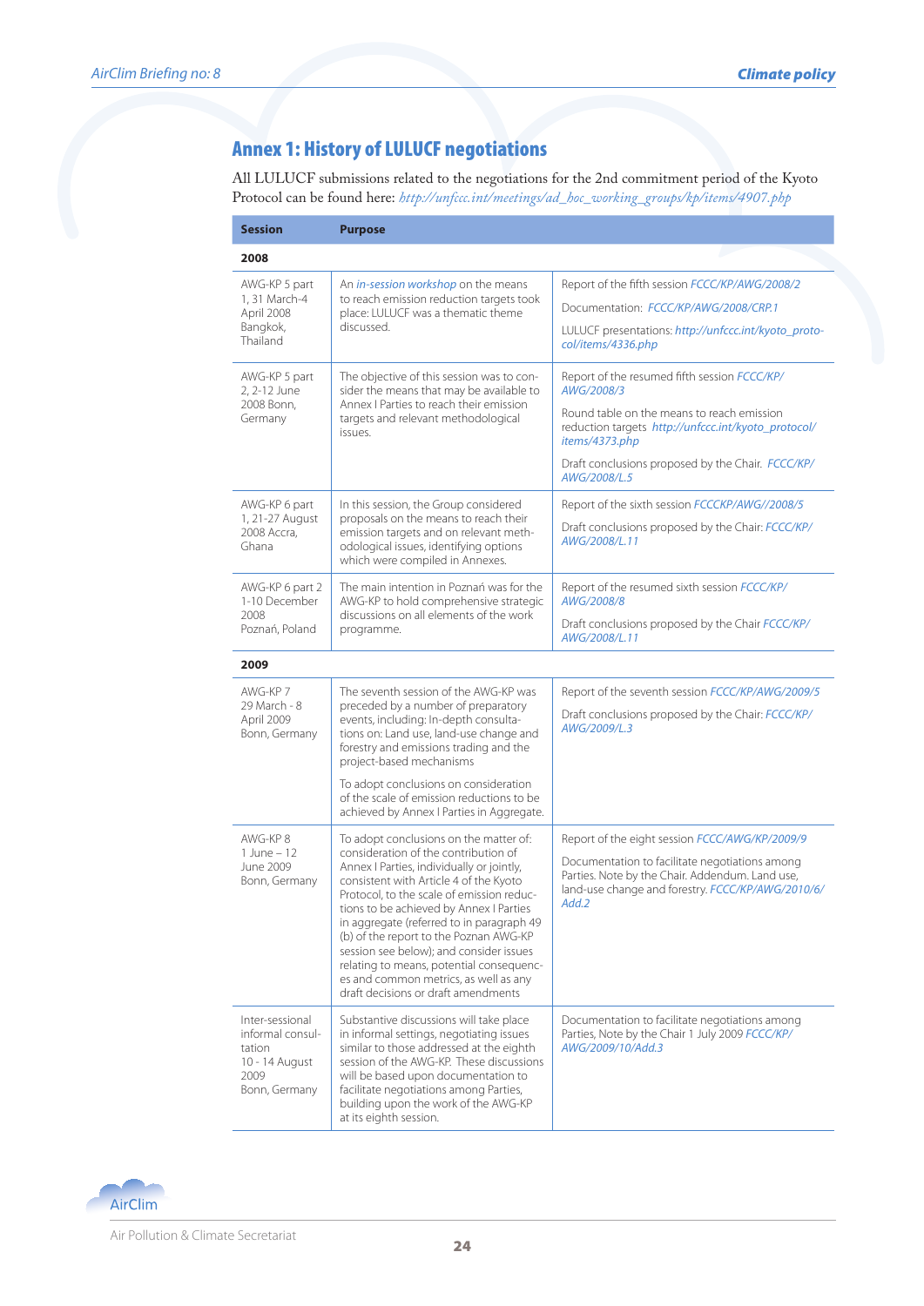## Annex 1: History of LULUCF negotiations

All LULUCF submissions related to the negotiations for the 2nd commitment period of the Kyoto Protocol can be found here: *http://unfccc.int/meetings/ad_hoc_working_groups/kp/items/4907.php*

| Session | Purpose | |
|---|---|---|
| **2008** | | |
| AWG-KP 5 part 1, 31 March-4 April 2008 Bangkok, Thailand | An *in-session workshop* on the means to reach emission reduction targets took place: LULUCF was a thematic theme discussed. | Report of the fifth session *FCCC/KP/AWG/2008/2*<br><br>Documentation: *FCCC/KP/AWG/2008/CRP.1*<br><br>LULUCF presentations: *http://unfccc.int/kyoto_protocol/items/4336.php* |
| AWG-KP 5 part 2, 2-12 June 2008 Bonn, Germany | The objective of this session was to consider the means that may be available to Annex I Parties to reach their emission targets and relevant methodological issues. | Report of the resumed fifth session *FCCC/KP/AWG/2008/3*<br><br>Round table on the means to reach emission reduction targets *http://unfccc.int/kyoto_protocol/items/4373.php*<br><br>Draft conclusions proposed by the Chair. *FCCC/KP/AWG/2008/L.5* |
| AWG-KP 6 part 1, 21-27 August 2008 Accra, Ghana | In this session, the Group considered proposals on the means to reach their emission targets and on relevant methodological issues, identifying options which were compiled in Annexes. | Report of the sixth session *FCCCKP/AWG//2008/5*<br><br>Draft conclusions proposed by the Chair: *FCCC/KP/AWG/2008/L.11* |
| AWG-KP 6 part 2 1-10 December 2008 Poznań, Poland | The main intention in Poznań was for the AWG-KP to hold comprehensive strategic discussions on all elements of the work programme. | Report of the resumed sixth session *FCCC/KP/AWG/2008/8*<br><br>Draft conclusions proposed by the Chair *FCCC/KP/AWG/2008/L.11* |
| **2009** | | |
| AWG-KP 7 29 March - 8 April 2009 Bonn, Germany | The seventh session of the AWG-KP was preceded by a number of preparatory events, including: In-depth consultations on: Land use, land-use change and forestry and emissions trading and the project-based mechanisms<br><br>To adopt conclusions on consideration of the scale of emission reductions to be achieved by Annex I Parties in Aggregate. | Report of the seventh session *FCCC/KP/AWG/2009/5*<br><br>Draft conclusions proposed by the Chair: *FCCC/KP/AWG/2009/L.3* |
| AWG-KP 8 1 June – 12 June 2009 Bonn, Germany | To adopt conclusions on the matter of: consideration of the contribution of Annex I Parties, individually or jointly, consistent with Article 4 of the Kyoto Protocol, to the scale of emission reductions to be achieved by Annex I Parties in aggregate (referred to in paragraph 49 (b) of the report to the Poznan AWG-KP session see below); and consider issues relating to means, potential consequences and common metrics, as well as any draft decisions or draft amendments | Report of the eight session *FCCC/AWG/KP/2009/9*<br><br>Documentation to facilitate negotiations among Parties. Note by the Chair. Addendum. Land use, land-use change and forestry. *FCCC/KP/AWG/2010/6/Add.2* |
| Inter-sessional informal consultation 10 - 14 August 2009 Bonn, Germany | Substantive discussions will take place in informal settings, negotiating issues similar to those addressed at the eighth session of the AWG-KP. These discussions will be based upon documentation to facilitate negotiations among Parties, building upon the work of the AWG-KP at its eighth session. | Documentation to facilitate negotiations among Parties, Note by the Chair 1 July 2009 *FCCC/KP/AWG/2009/10/Add.3* |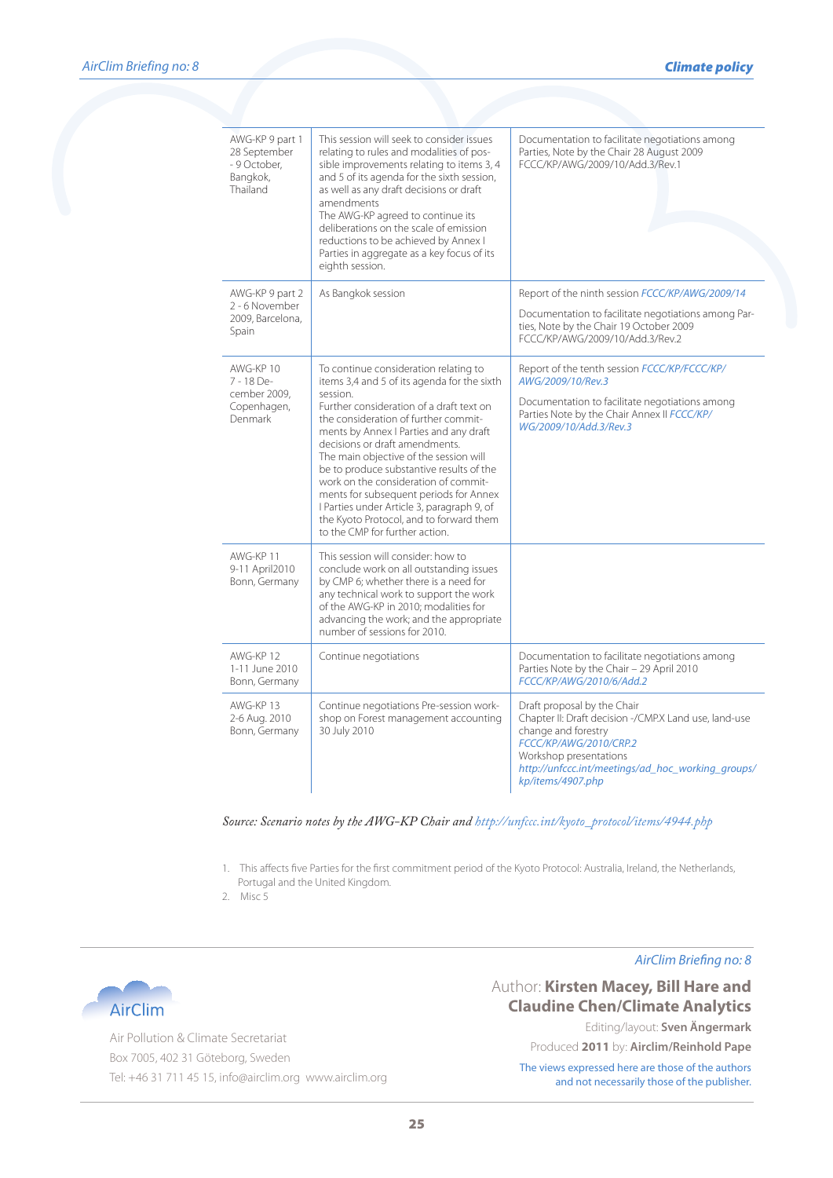| | | |
|---|---|---|
| AWG-KP 9 part 1 28 September - 9 October, Bangkok, Thailand | This session will seek to consider issues relating to rules and modalities of possible improvements relating to items 3, 4 and 5 of its agenda for the sixth session, as well as any draft decisions or draft amendments<br>The AWG-KP agreed to continue its deliberations on the scale of emission reductions to be achieved by Annex I Parties in aggregate as a key focus of its eighth session. | Documentation to facilitate negotiations among Parties, Note by the Chair 28 August 2009 FCCC/KP/AWG/2009/10/Add.3/Rev.1 |
| AWG-KP 9 part 2 2 - 6 November 2009, Barcelona, Spain | As Bangkok session | Report of the ninth session *FCCC/KP/AWG/2009/14*<br>Documentation to facilitate negotiations among Parties, Note by the Chair 19 October 2009 FCCC/KP/AWG/2009/10/Add.3/Rev.2 |
| AWG-KP 10 7 - 18 December 2009, Copenhagen, Denmark | To continue consideration relating to items 3,4 and 5 of its agenda for the sixth session.<br>Further consideration of a draft text on the consideration of further commitments by Annex I Parties and any draft decisions or draft amendments.<br>The main objective of the session will be to produce substantive results of the work on the consideration of commitments for subsequent periods for Annex I Parties under Article 3, paragraph 9, of the Kyoto Protocol, and to forward them to the CMP for further action. | Report of the tenth session *FCCC/KP/FCCC/KP/AWG/2009/10/Rev.3*<br>Documentation to facilitate negotiations among Parties Note by the Chair Annex II *FCCC/KP/WG/2009/10/Add.3/Rev.3* |
| AWG-KP 11 9-11 April2010 Bonn, Germany | This session will consider: how to conclude work on all outstanding issues by CMP 6; whether there is a need for any technical work to support the work of the AWG-KP in 2010; modalities for advancing the work; and the appropriate number of sessions for 2010. | |
| AWG-KP 12 1-11 June 2010 Bonn, Germany | Continue negotiations | Documentation to facilitate negotiations among Parties Note by the Chair – 29 April 2010 *FCCC/KP/AWG/2010/6/Add.2* |
| AWG-KP 13 2-6 Aug. 2010 Bonn, Germany | Continue negotiations Pre-session workshop on Forest management accounting 30 July 2010 | Draft proposal by the Chair<br>Chapter II: Draft decision -/CMP.X Land use, land-use change and forestry<br>*FCCC/KP/AWG/2010/CRP.2*<br>Workshop presentations<br>*http://unfccc.int/meetings/ad_hoc_working_groups/kp/items/4907.php* |

*Source: Scenario notes by the AWG-KP Chair and http://unfccc.int/kyoto_protocol/items/4944.php*

1. This affects five Parties for the first commitment period of the Kyoto Protocol: Australia, Ireland, the Netherlands, Portugal and the United Kingdom.
2. Misc 5

*AirClim Briefing no: 8*

Author: **Kirsten Macey, Bill Hare and Claudine Chen/Climate Analytics**

Editing/layout: **Sven Ängermark**

Produced **2011** by: **Airclim/Reinhold Pape**

The views expressed here are those of the authors and not necessarily those of the publisher.

AirClim

Air Pollution & Climate Secretariat

Box 7005, 402 31 Göteborg, Sweden

Tel: +46 31 711 45 15, info@airclim.org www.airclim.org